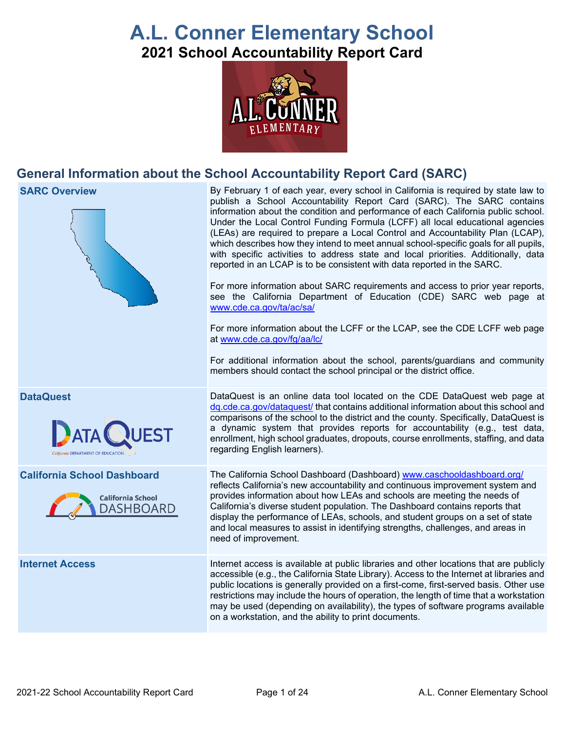# A.L. Conner Elementary School

## 2021 School Accountability Report Card

## General Information about the School Accountability Report Card (SARC)

| | |
|---|---|
| **SARC Overview** | By February 1 of each year, every school in California is required by state law to publish a School Accountability Report Card (SARC). The SARC contains information about the condition and performance of each California public school. Under the Local Control Funding Formula (LCFF) all local educational agencies (LEAs) are required to prepare a Local Control and Accountability Plan (LCAP), which describes how they intend to meet annual school-specific goals for all pupils, with specific activities to address state and local priorities. Additionally, data reported in an LCAP is to be consistent with data reported in the SARC. <br><br> For more information about SARC requirements and access to prior year reports, see the California Department of Education (CDE) SARC web page at www.cde.ca.gov/ta/ac/sa/ <br><br> For more information about the LCFF or the LCAP, see the CDE LCFF web page at www.cde.ca.gov/fg/aa/lc/ <br><br> For additional information about the school, parents/guardians and community members should contact the school principal or the district office. |
| **DataQuest** | DataQuest is an online data tool located on the CDE DataQuest web page at dq.cde.ca.gov/dataquest/ that contains additional information about this school and comparisons of the school to the district and the county. Specifically, DataQuest is a dynamic system that provides reports for accountability (e.g., test data, enrollment, high school graduates, dropouts, course enrollments, staffing, and data regarding English learners). |
| **California School Dashboard** | The California School Dashboard (Dashboard) www.caschooldashboard.org/ reflects California's new accountability and continuous improvement system and provides information about how LEAs and schools are meeting the needs of California's diverse student population. The Dashboard contains reports that display the performance of LEAs, schools, and student groups on a set of state and local measures to assist in identifying strengths, challenges, and areas in need of improvement. |
| **Internet Access** | Internet access is available at public libraries and other locations that are publicly accessible (e.g., the California State Library). Access to the Internet at libraries and public locations is generally provided on a first-come, first-served basis. Other use restrictions may include the hours of operation, the length of time that a workstation may be used (depending on availability), the types of software programs available on a workstation, and the ability to print documents. |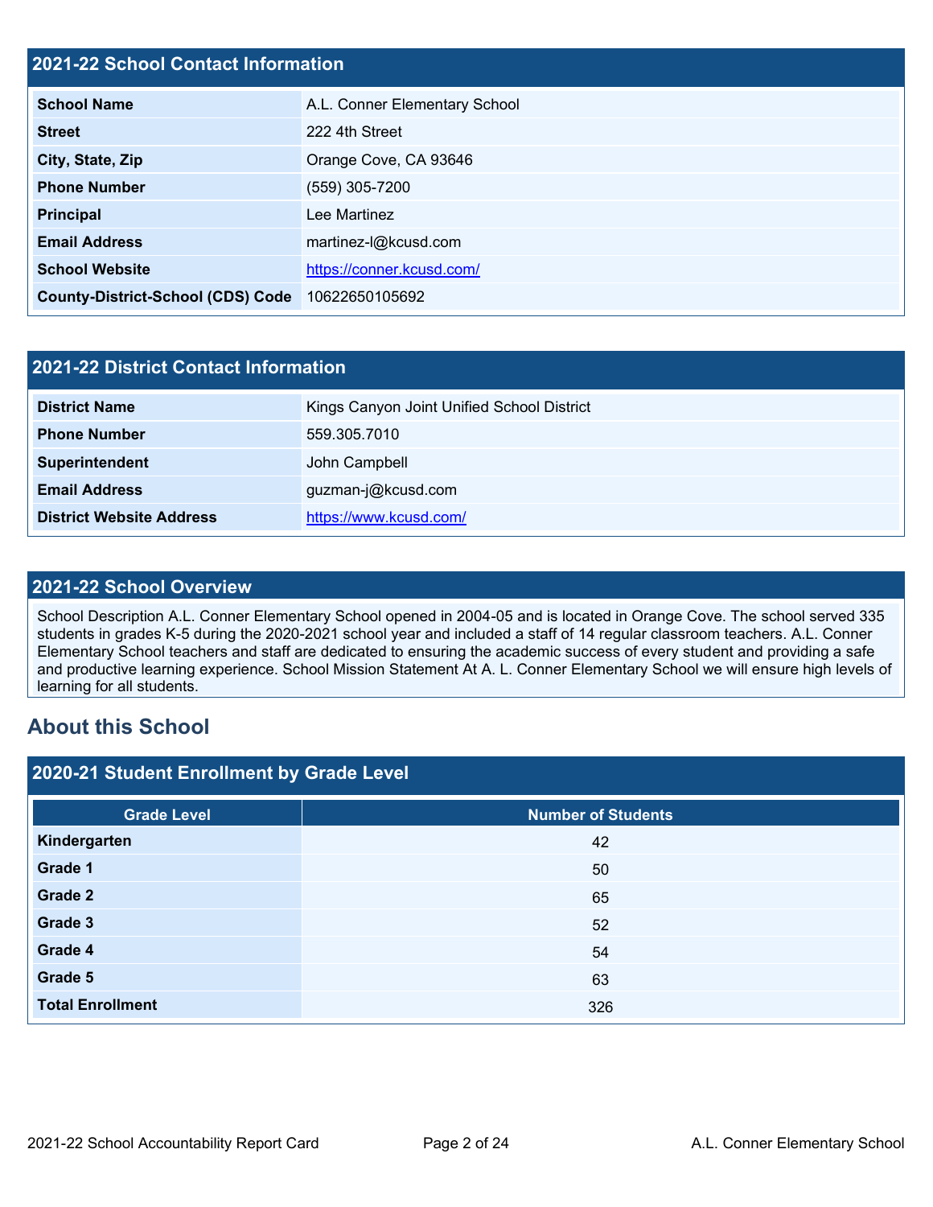## 2021-22 School Contact Information

| | |
|---|---|
| **School Name** | A.L. Conner Elementary School |
| **Street** | 222 4th Street |
| **City, State, Zip** | Orange Cove, CA 93646 |
| **Phone Number** | (559) 305-7200 |
| **Principal** | Lee Martinez |
| **Email Address** | martinez-l@kcusd.com |
| **School Website** | [https://conner.kcusd.com/](https://conner.kcusd.com/) |
| **County-District-School (CDS) Code** | 10622650105692 |

## 2021-22 District Contact Information

| | |
|---|---|
| **District Name** | Kings Canyon Joint Unified School District |
| **Phone Number** | 559.305.7010 |
| **Superintendent** | John Campbell |
| **Email Address** | guzman-j@kcusd.com |
| **District Website Address** | [https://www.kcusd.com/](https://www.kcusd.com/) |

## 2021-22 School Overview

School Description A.L. Conner Elementary School opened in 2004-05 and is located in Orange Cove. The school served 335 students in grades K-5 during the 2020-2021 school year and included a staff of 14 regular classroom teachers. A.L. Conner Elementary School teachers and staff are dedicated to ensuring the academic success of every student and providing a safe and productive learning experience. School Mission Statement At A. L. Conner Elementary School we will ensure high levels of learning for all students.

## About this School

### 2020-21 Student Enrollment by Grade Level

| Grade Level | Number of Students |
|---|---|
| **Kindergarten** | 42 |
| **Grade 1** | 50 |
| **Grade 2** | 65 |
| **Grade 3** | 52 |
| **Grade 4** | 54 |
| **Grade 5** | 63 |
| **Total Enrollment** | 326 |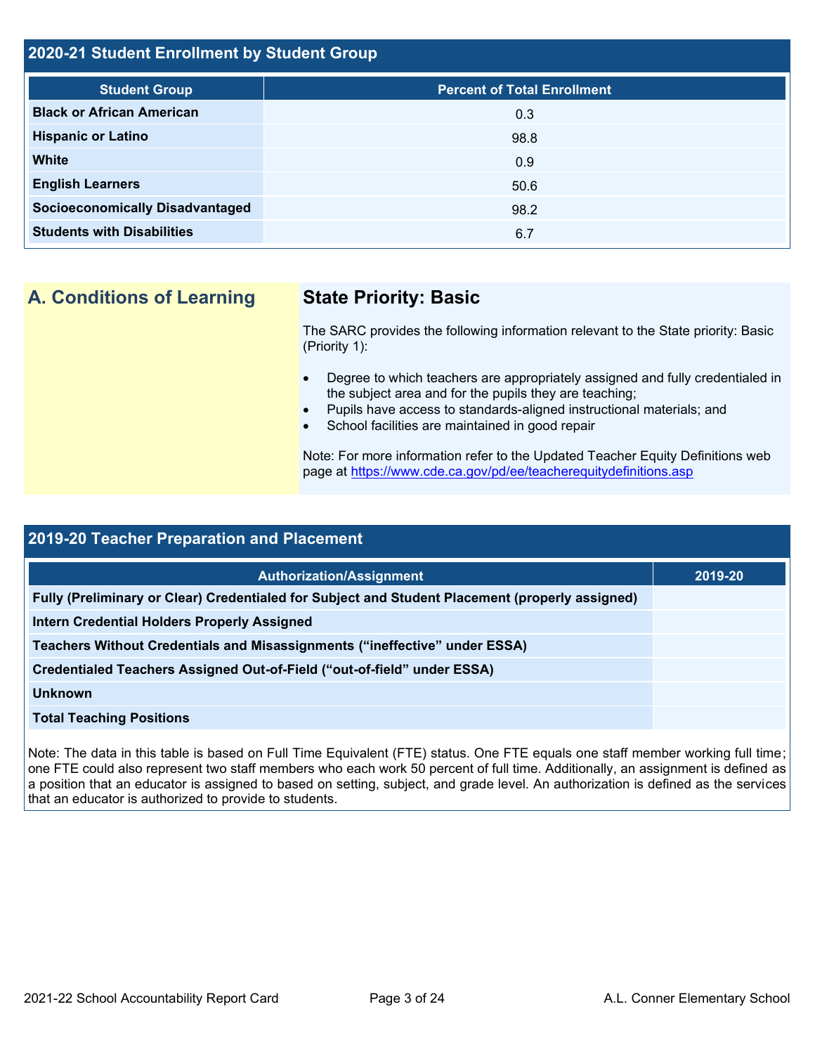## 2020-21 Student Enrollment by Student Group

| Student Group | Percent of Total Enrollment |
|---|---|
| **Black or African American** | 0.3 |
| **Hispanic or Latino** | 98.8 |
| **White** | 0.9 |
| **English Learners** | 50.6 |
| **Socioeconomically Disadvantaged** | 98.2 |
| **Students with Disabilities** | 6.7 |

## A. Conditions of Learning

### State Priority: Basic

The SARC provides the following information relevant to the State priority: Basic (Priority 1):

- Degree to which teachers are appropriately assigned and fully credentialed in the subject area and for the pupils they are teaching;
- Pupils have access to standards-aligned instructional materials; and
- School facilities are maintained in good repair

Note: For more information refer to the Updated Teacher Equity Definitions web page at https://www.cde.ca.gov/pd/ee/teacherequitydefinitions.asp

## 2019-20 Teacher Preparation and Placement

| Authorization/Assignment | 2019-20 |
|---|---|
| **Fully (Preliminary or Clear) Credentialed for Subject and Student Placement (properly assigned)** | |
| **Intern Credential Holders Properly Assigned** | |
| **Teachers Without Credentials and Misassignments ("ineffective" under ESSA)** | |
| **Credentialed Teachers Assigned Out-of-Field ("out-of-field" under ESSA)** | |
| **Unknown** | |
| **Total Teaching Positions** | |

Note: The data in this table is based on Full Time Equivalent (FTE) status. One FTE equals one staff member working full time; one FTE could also represent two staff members who each work 50 percent of full time. Additionally, an assignment is defined as a position that an educator is assigned to based on setting, subject, and grade level. An authorization is defined as the services that an educator is authorized to provide to students.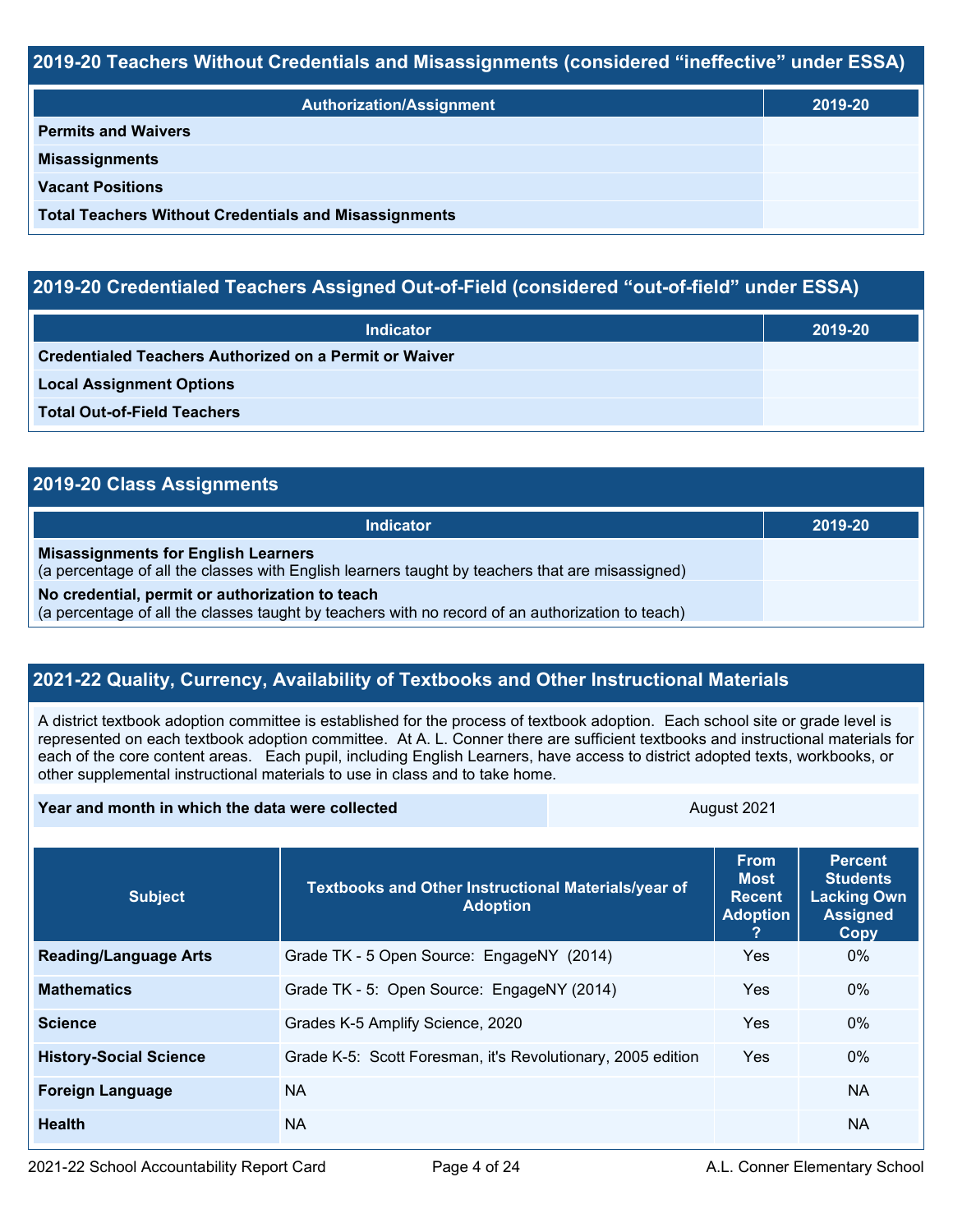## 2019-20 Teachers Without Credentials and Misassignments (considered "ineffective" under ESSA)

| Authorization/Assignment | 2019-20 |
|---|---|
| **Permits and Waivers** | |
| **Misassignments** | |
| **Vacant Positions** | |
| **Total Teachers Without Credentials and Misassignments** | |

## 2019-20 Credentialed Teachers Assigned Out-of-Field (considered "out-of-field" under ESSA)

| Indicator | 2019-20 |
|---|---|
| **Credentialed Teachers Authorized on a Permit or Waiver** | |
| **Local Assignment Options** | |
| **Total Out-of-Field Teachers** | |

## 2019-20 Class Assignments

| Indicator | 2019-20 |
|---|---|
| **Misassignments for English Learners** (a percentage of all the classes with English learners taught by teachers that are misassigned) | |
| **No credential, permit or authorization to teach** (a percentage of all the classes taught by teachers with no record of an authorization to teach) | |

## 2021-22 Quality, Currency, Availability of Textbooks and Other Instructional Materials

A district textbook adoption committee is established for the process of textbook adoption. Each school site or grade level is represented on each textbook adoption committee. At A. L. Conner there are sufficient textbooks and instructional materials for each of the core content areas. Each pupil, including English Learners, have access to district adopted texts, workbooks, or other supplemental instructional materials to use in class and to take home.

| Year and month in which the data were collected | August 2021 |
|---|---|

| Subject | Textbooks and Other Instructional Materials/year of Adoption | From Most Recent Adoption ? | Percent Students Lacking Own Assigned Copy |
|---|---|---|---|
| **Reading/Language Arts** | Grade TK - 5 Open Source: EngageNY (2014) | Yes | 0% |
| **Mathematics** | Grade TK - 5: Open Source: EngageNY (2014) | Yes | 0% |
| **Science** | Grades K-5 Amplify Science, 2020 | Yes | 0% |
| **History-Social Science** | Grade K-5: Scott Foresman, it's Revolutionary, 2005 edition | Yes | 0% |
| **Foreign Language** | NA | | NA |
| **Health** | NA | | NA |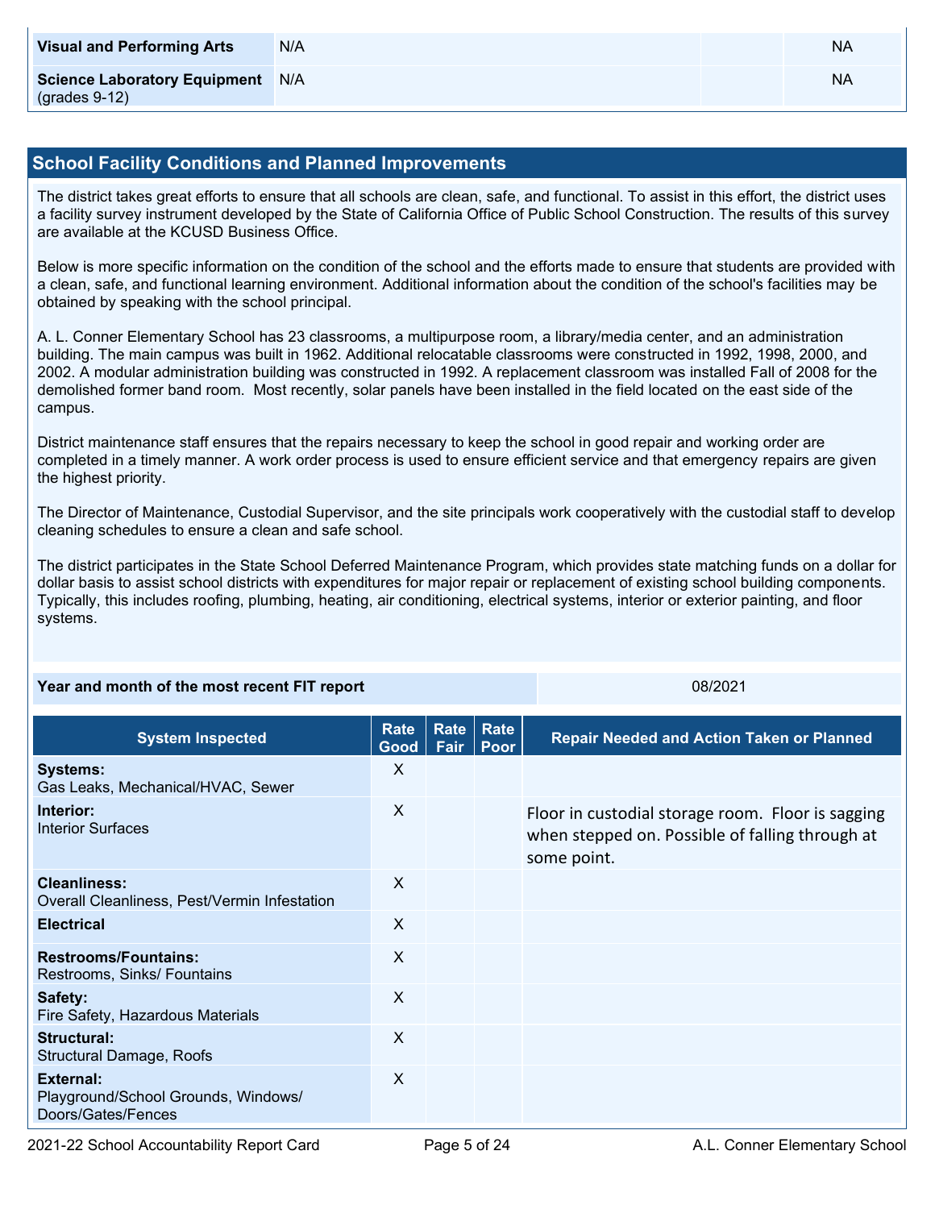| | | | |
|---|---|---|---|
| **Visual and Performing Arts** | N/A | | NA |
| **Science Laboratory Equipment** (grades 9-12) | N/A | | NA |

## School Facility Conditions and Planned Improvements

The district takes great efforts to ensure that all schools are clean, safe, and functional. To assist in this effort, the district uses a facility survey instrument developed by the State of California Office of Public School Construction. The results of this survey are available at the KCUSD Business Office.

Below is more specific information on the condition of the school and the efforts made to ensure that students are provided with a clean, safe, and functional learning environment. Additional information about the condition of the school's facilities may be obtained by speaking with the school principal.

A. L. Conner Elementary School has 23 classrooms, a multipurpose room, a library/media center, and an administration building. The main campus was built in 1962. Additional relocatable classrooms were constructed in 1992, 1998, 2000, and 2002. A modular administration building was constructed in 1992. A replacement classroom was installed Fall of 2008 for the demolished former band room. Most recently, solar panels have been installed in the field located on the east side of the campus.

District maintenance staff ensures that the repairs necessary to keep the school in good repair and working order are completed in a timely manner. A work order process is used to ensure efficient service and that emergency repairs are given the highest priority.

The Director of Maintenance, Custodial Supervisor, and the site principals work cooperatively with the custodial staff to develop cleaning schedules to ensure a clean and safe school.

The district participates in the State School Deferred Maintenance Program, which provides state matching funds on a dollar for dollar basis to assist school districts with expenditures for major repair or replacement of existing school building components. Typically, this includes roofing, plumbing, heating, air conditioning, electrical systems, interior or exterior painting, and floor systems.

| **Year and month of the most recent FIT report** | 08/2021 |
|---|---|

| System Inspected | Rate Good | Rate Fair | Rate Poor | Repair Needed and Action Taken or Planned |
|---|---|---|---|---|
| **Systems:** Gas Leaks, Mechanical/HVAC, Sewer | X | | | |
| **Interior:** Interior Surfaces | X | | | Floor in custodial storage room. Floor is sagging when stepped on. Possible of falling through at some point. |
| **Cleanliness:** Overall Cleanliness, Pest/Vermin Infestation | X | | | |
| **Electrical** | X | | | |
| **Restrooms/Fountains:** Restrooms, Sinks/ Fountains | X | | | |
| **Safety:** Fire Safety, Hazardous Materials | X | | | |
| **Structural:** Structural Damage, Roofs | X | | | |
| **External:** Playground/School Grounds, Windows/ Doors/Gates/Fences | X | | | |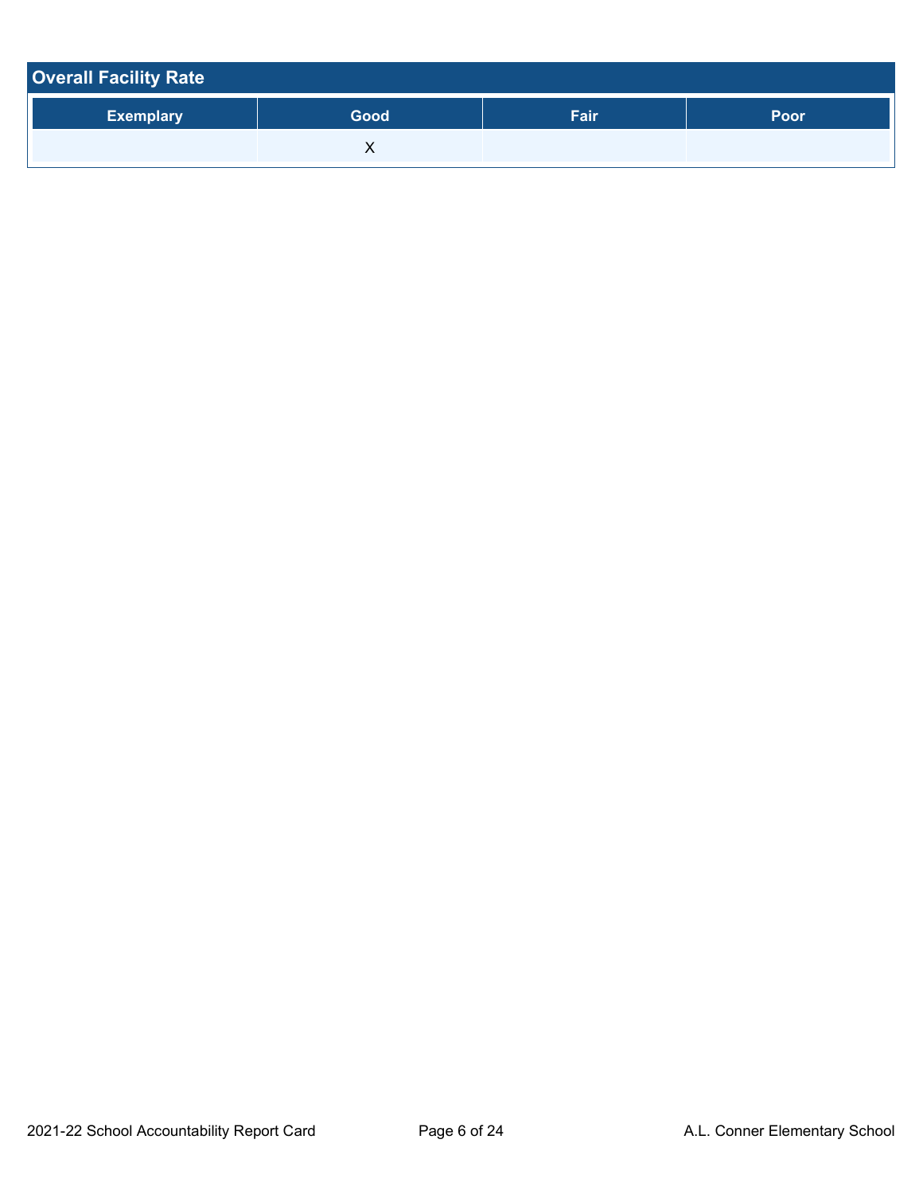## Overall Facility Rate

| Exemplary | Good | Fair | Poor |
|---|---|---|---|
| | X | | |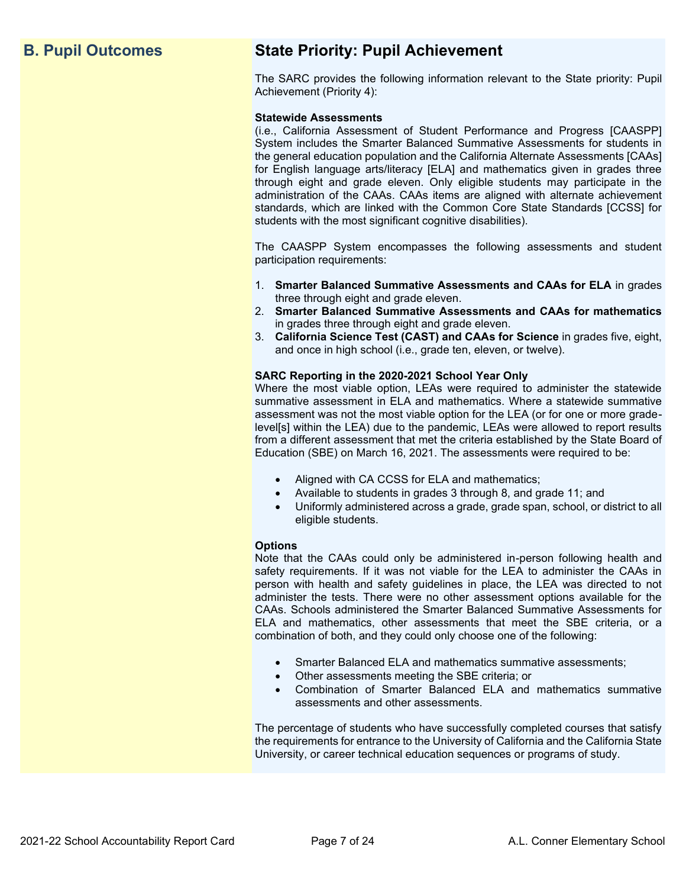## B. Pupil Outcomes

## State Priority: Pupil Achievement

The SARC provides the following information relevant to the State priority: Pupil Achievement (Priority 4):

**Statewide Assessments**
(i.e., California Assessment of Student Performance and Progress [CAASPP] System includes the Smarter Balanced Summative Assessments for students in the general education population and the California Alternate Assessments [CAAs] for English language arts/literacy [ELA] and mathematics given in grades three through eight and grade eleven. Only eligible students may participate in the administration of the CAAs. CAAs items are aligned with alternate achievement standards, which are linked with the Common Core State Standards [CCSS] for students with the most significant cognitive disabilities).

The CAASPP System encompasses the following assessments and student participation requirements:

1. **Smarter Balanced Summative Assessments and CAAs for ELA** in grades three through eight and grade eleven.
2. **Smarter Balanced Summative Assessments and CAAs for mathematics** in grades three through eight and grade eleven.
3. **California Science Test (CAST) and CAAs for Science** in grades five, eight, and once in high school (i.e., grade ten, eleven, or twelve).

**SARC Reporting in the 2020-2021 School Year Only**
Where the most viable option, LEAs were required to administer the statewide summative assessment in ELA and mathematics. Where a statewide summative assessment was not the most viable option for the LEA (or for one or more grade-level[s] within the LEA) due to the pandemic, LEAs were allowed to report results from a different assessment that met the criteria established by the State Board of Education (SBE) on March 16, 2021. The assessments were required to be:

- Aligned with CA CCSS for ELA and mathematics;
- Available to students in grades 3 through 8, and grade 11; and
- Uniformly administered across a grade, grade span, school, or district to all eligible students.

**Options**
Note that the CAAs could only be administered in-person following health and safety requirements. If it was not viable for the LEA to administer the CAAs in person with health and safety guidelines in place, the LEA was directed to not administer the tests. There were no other assessment options available for the CAAs. Schools administered the Smarter Balanced Summative Assessments for ELA and mathematics, other assessments that meet the SBE criteria, or a combination of both, and they could only choose one of the following:

- Smarter Balanced ELA and mathematics summative assessments;
- Other assessments meeting the SBE criteria; or
- Combination of Smarter Balanced ELA and mathematics summative assessments and other assessments.

The percentage of students who have successfully completed courses that satisfy the requirements for entrance to the University of California and the California State University, or career technical education sequences or programs of study.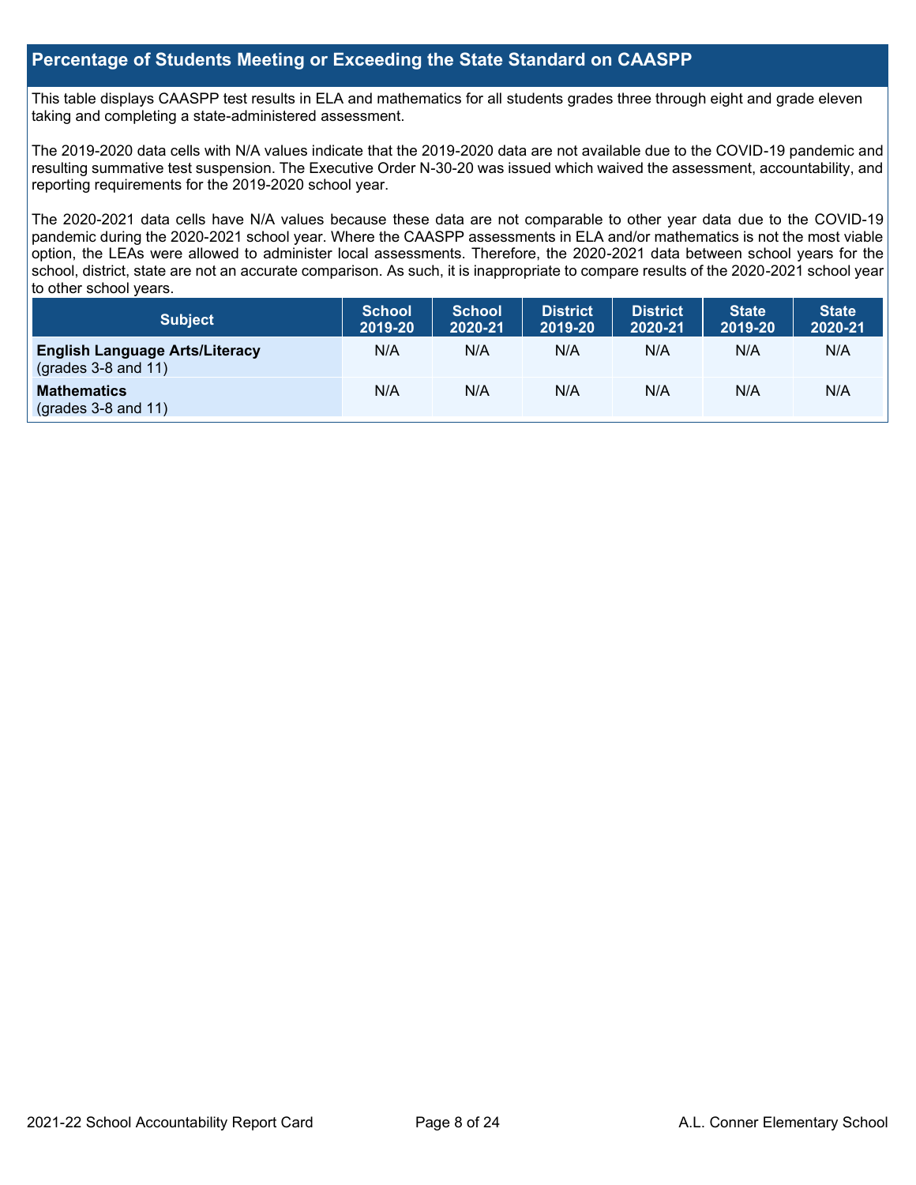## Percentage of Students Meeting or Exceeding the State Standard on CAASPP

This table displays CAASPP test results in ELA and mathematics for all students grades three through eight and grade eleven taking and completing a state-administered assessment.

The 2019-2020 data cells with N/A values indicate that the 2019-2020 data are not available due to the COVID-19 pandemic and resulting summative test suspension. The Executive Order N-30-20 was issued which waived the assessment, accountability, and reporting requirements for the 2019-2020 school year.

The 2020-2021 data cells have N/A values because these data are not comparable to other year data due to the COVID-19 pandemic during the 2020-2021 school year. Where the CAASPP assessments in ELA and/or mathematics is not the most viable option, the LEAs were allowed to administer local assessments. Therefore, the 2020-2021 data between school years for the school, district, state are not an accurate comparison. As such, it is inappropriate to compare results of the 2020-2021 school year to other school years.

| Subject | School 2019-20 | School 2020-21 | District 2019-20 | District 2020-21 | State 2019-20 | State 2020-21 |
|---|---|---|---|---|---|---|
| **English Language Arts/Literacy** (grades 3-8 and 11) | N/A | N/A | N/A | N/A | N/A | N/A |
| **Mathematics** (grades 3-8 and 11) | N/A | N/A | N/A | N/A | N/A | N/A |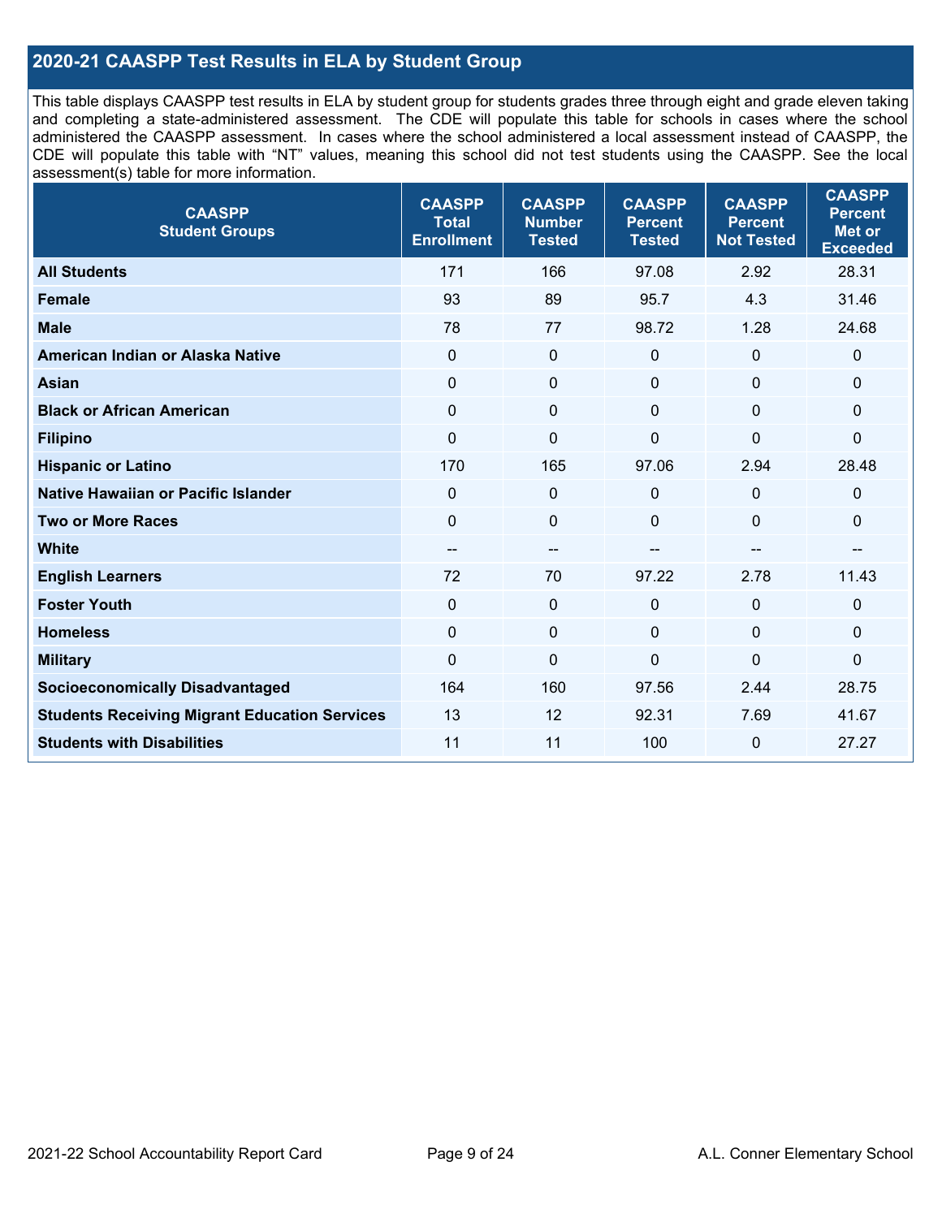## 2020-21 CAASPP Test Results in ELA by Student Group

This table displays CAASPP test results in ELA by student group for students grades three through eight and grade eleven taking and completing a state-administered assessment. The CDE will populate this table for schools in cases where the school administered the CAASPP assessment. In cases where the school administered a local assessment instead of CAASPP, the CDE will populate this table with "NT" values, meaning this school did not test students using the CAASPP. See the local assessment(s) table for more information.

| CAASPP Student Groups | CAASPP Total Enrollment | CAASPP Number Tested | CAASPP Percent Tested | CAASPP Percent Not Tested | CAASPP Percent Met or Exceeded |
|---|---|---|---|---|---|
| **All Students** | 171 | 166 | 97.08 | 2.92 | 28.31 |
| **Female** | 93 | 89 | 95.7 | 4.3 | 31.46 |
| **Male** | 78 | 77 | 98.72 | 1.28 | 24.68 |
| **American Indian or Alaska Native** | 0 | 0 | 0 | 0 | 0 |
| **Asian** | 0 | 0 | 0 | 0 | 0 |
| **Black or African American** | 0 | 0 | 0 | 0 | 0 |
| **Filipino** | 0 | 0 | 0 | 0 | 0 |
| **Hispanic or Latino** | 170 | 165 | 97.06 | 2.94 | 28.48 |
| **Native Hawaiian or Pacific Islander** | 0 | 0 | 0 | 0 | 0 |
| **Two or More Races** | 0 | 0 | 0 | 0 | 0 |
| **White** | -- | -- | -- | -- | -- |
| **English Learners** | 72 | 70 | 97.22 | 2.78 | 11.43 |
| **Foster Youth** | 0 | 0 | 0 | 0 | 0 |
| **Homeless** | 0 | 0 | 0 | 0 | 0 |
| **Military** | 0 | 0 | 0 | 0 | 0 |
| **Socioeconomically Disadvantaged** | 164 | 160 | 97.56 | 2.44 | 28.75 |
| **Students Receiving Migrant Education Services** | 13 | 12 | 92.31 | 7.69 | 41.67 |
| **Students with Disabilities** | 11 | 11 | 100 | 0 | 27.27 |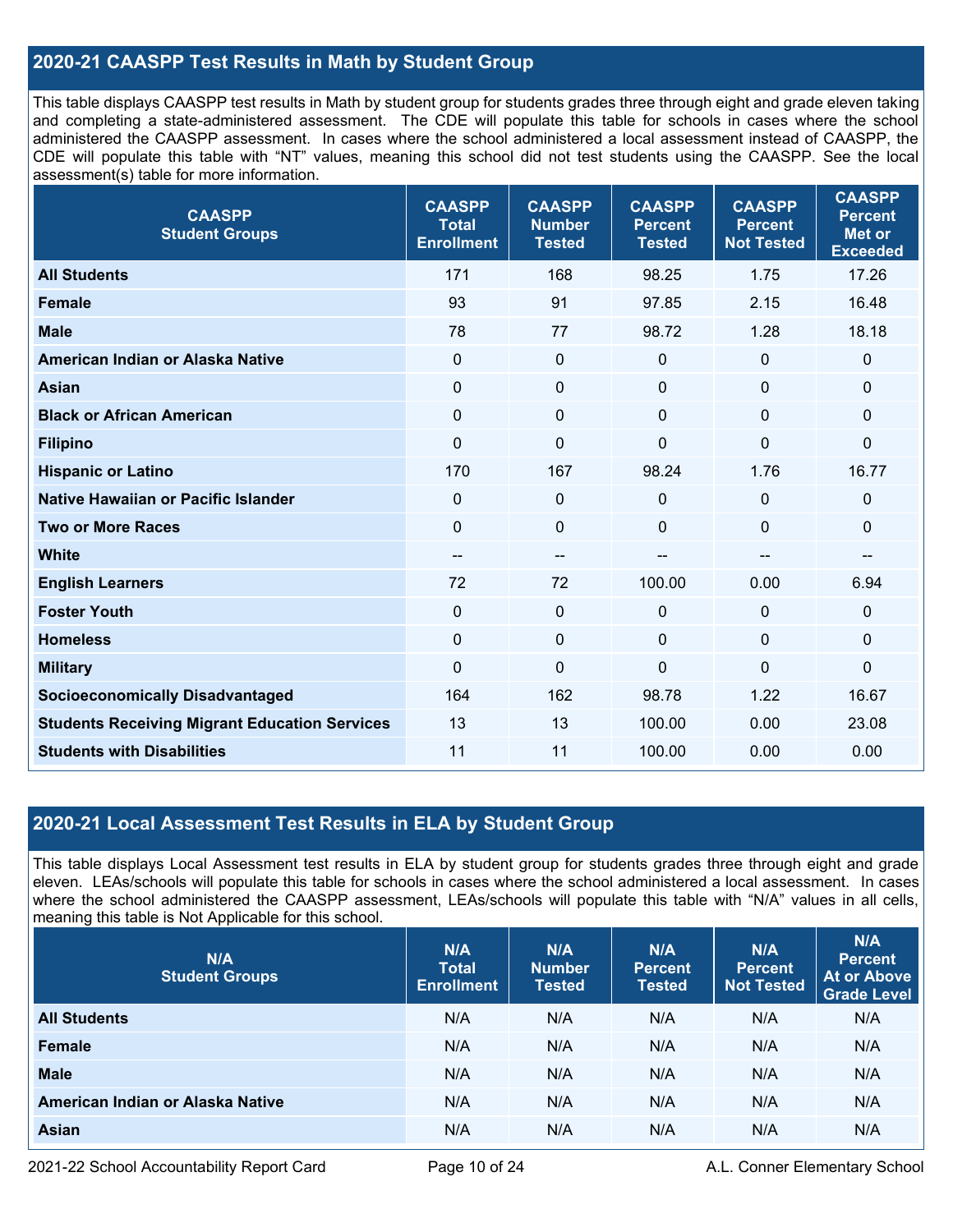## 2020-21 CAASPP Test Results in Math by Student Group

This table displays CAASPP test results in Math by student group for students grades three through eight and grade eleven taking and completing a state-administered assessment. The CDE will populate this table for schools in cases where the school administered the CAASPP assessment. In cases where the school administered a local assessment instead of CAASPP, the CDE will populate this table with "NT" values, meaning this school did not test students using the CAASPP. See the local assessment(s) table for more information.

| CAASPP Student Groups | CAASPP Total Enrollment | CAASPP Number Tested | CAASPP Percent Tested | CAASPP Percent Not Tested | CAASPP Percent Met or Exceeded |
|---|---|---|---|---|---|
| **All Students** | 171 | 168 | 98.25 | 1.75 | 17.26 |
| **Female** | 93 | 91 | 97.85 | 2.15 | 16.48 |
| **Male** | 78 | 77 | 98.72 | 1.28 | 18.18 |
| **American Indian or Alaska Native** | 0 | 0 | 0 | 0 | 0 |
| **Asian** | 0 | 0 | 0 | 0 | 0 |
| **Black or African American** | 0 | 0 | 0 | 0 | 0 |
| **Filipino** | 0 | 0 | 0 | 0 | 0 |
| **Hispanic or Latino** | 170 | 167 | 98.24 | 1.76 | 16.77 |
| **Native Hawaiian or Pacific Islander** | 0 | 0 | 0 | 0 | 0 |
| **Two or More Races** | 0 | 0 | 0 | 0 | 0 |
| **White** | -- | -- | -- | -- | -- |
| **English Learners** | 72 | 72 | 100.00 | 0.00 | 6.94 |
| **Foster Youth** | 0 | 0 | 0 | 0 | 0 |
| **Homeless** | 0 | 0 | 0 | 0 | 0 |
| **Military** | 0 | 0 | 0 | 0 | 0 |
| **Socioeconomically Disadvantaged** | 164 | 162 | 98.78 | 1.22 | 16.67 |
| **Students Receiving Migrant Education Services** | 13 | 13 | 100.00 | 0.00 | 23.08 |
| **Students with Disabilities** | 11 | 11 | 100.00 | 0.00 | 0.00 |

## 2020-21 Local Assessment Test Results in ELA by Student Group

This table displays Local Assessment test results in ELA by student group for students grades three through eight and grade eleven. LEAs/schools will populate this table for schools in cases where the school administered a local assessment. In cases where the school administered the CAASPP assessment, LEAs/schools will populate this table with "N/A" values in all cells, meaning this table is Not Applicable for this school.

| N/A Student Groups | N/A Total Enrollment | N/A Number Tested | N/A Percent Tested | N/A Percent Not Tested | N/A Percent At or Above Grade Level |
|---|---|---|---|---|---|
| **All Students** | N/A | N/A | N/A | N/A | N/A |
| **Female** | N/A | N/A | N/A | N/A | N/A |
| **Male** | N/A | N/A | N/A | N/A | N/A |
| **American Indian or Alaska Native** | N/A | N/A | N/A | N/A | N/A |
| **Asian** | N/A | N/A | N/A | N/A | N/A |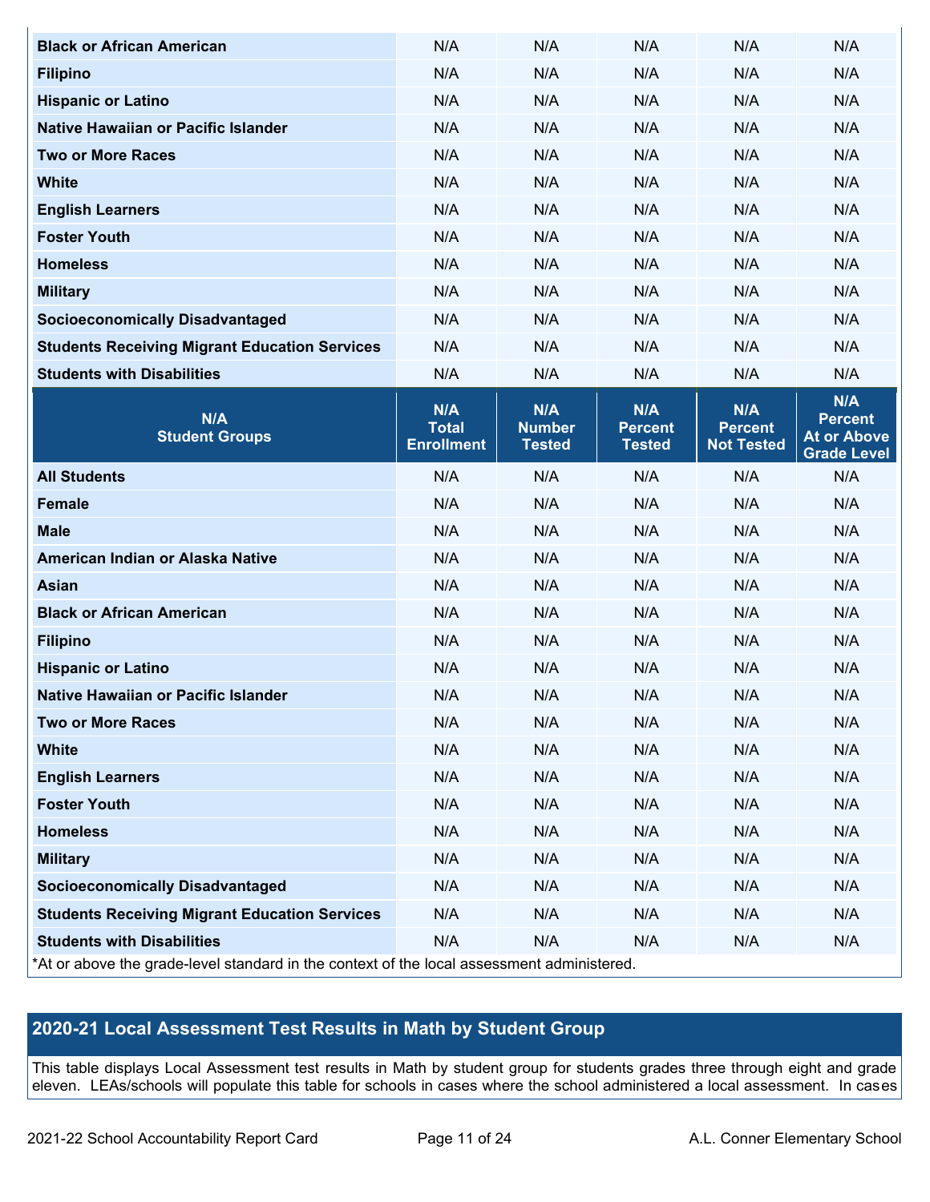| Black or African American | N/A | N/A | N/A | N/A | N/A |
|---|---|---|---|---|---|
| Filipino | N/A | N/A | N/A | N/A | N/A |
| Hispanic or Latino | N/A | N/A | N/A | N/A | N/A |
| Native Hawaiian or Pacific Islander | N/A | N/A | N/A | N/A | N/A |
| Two or More Races | N/A | N/A | N/A | N/A | N/A |
| White | N/A | N/A | N/A | N/A | N/A |
| English Learners | N/A | N/A | N/A | N/A | N/A |
| Foster Youth | N/A | N/A | N/A | N/A | N/A |
| Homeless | N/A | N/A | N/A | N/A | N/A |
| Military | N/A | N/A | N/A | N/A | N/A |
| Socioeconomically Disadvantaged | N/A | N/A | N/A | N/A | N/A |
| Students Receiving Migrant Education Services | N/A | N/A | N/A | N/A | N/A |
| Students with Disabilities | N/A | N/A | N/A | N/A | N/A |

| N/A Student Groups | N/A Total Enrollment | N/A Number Tested | N/A Percent Tested | N/A Percent Not Tested | N/A Percent At or Above Grade Level |
|---|---|---|---|---|---|
| All Students | N/A | N/A | N/A | N/A | N/A |
| Female | N/A | N/A | N/A | N/A | N/A |
| Male | N/A | N/A | N/A | N/A | N/A |
| American Indian or Alaska Native | N/A | N/A | N/A | N/A | N/A |
| Asian | N/A | N/A | N/A | N/A | N/A |
| Black or African American | N/A | N/A | N/A | N/A | N/A |
| Filipino | N/A | N/A | N/A | N/A | N/A |
| Hispanic or Latino | N/A | N/A | N/A | N/A | N/A |
| Native Hawaiian or Pacific Islander | N/A | N/A | N/A | N/A | N/A |
| Two or More Races | N/A | N/A | N/A | N/A | N/A |
| White | N/A | N/A | N/A | N/A | N/A |
| English Learners | N/A | N/A | N/A | N/A | N/A |
| Foster Youth | N/A | N/A | N/A | N/A | N/A |
| Homeless | N/A | N/A | N/A | N/A | N/A |
| Military | N/A | N/A | N/A | N/A | N/A |
| Socioeconomically Disadvantaged | N/A | N/A | N/A | N/A | N/A |
| Students Receiving Migrant Education Services | N/A | N/A | N/A | N/A | N/A |
| Students with Disabilities | N/A | N/A | N/A | N/A | N/A |

*At or above the grade-level standard in the context of the local assessment administered.

## 2020-21 Local Assessment Test Results in Math by Student Group

This table displays Local Assessment test results in Math by student group for students grades three through eight and grade eleven. LEAs/schools will populate this table for schools in cases where the school administered a local assessment. In cases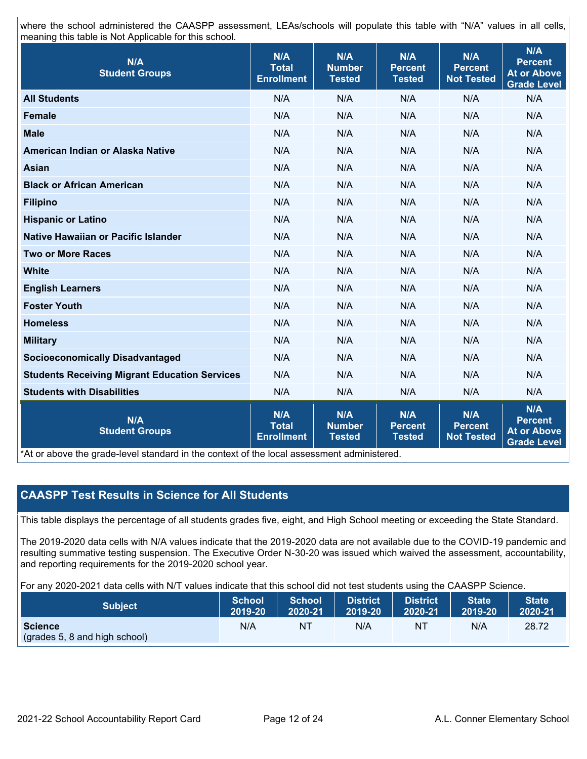where the school administered the CAASPP assessment, LEAs/schools will populate this table with “N/A” values in all cells, meaning this table is Not Applicable for this school.

| N/A Student Groups | N/A Total Enrollment | N/A Number Tested | N/A Percent Tested | N/A Percent Not Tested | N/A Percent At or Above Grade Level |
|---|---|---|---|---|---|
| **All Students** | N/A | N/A | N/A | N/A | N/A |
| **Female** | N/A | N/A | N/A | N/A | N/A |
| **Male** | N/A | N/A | N/A | N/A | N/A |
| **American Indian or Alaska Native** | N/A | N/A | N/A | N/A | N/A |
| **Asian** | N/A | N/A | N/A | N/A | N/A |
| **Black or African American** | N/A | N/A | N/A | N/A | N/A |
| **Filipino** | N/A | N/A | N/A | N/A | N/A |
| **Hispanic or Latino** | N/A | N/A | N/A | N/A | N/A |
| **Native Hawaiian or Pacific Islander** | N/A | N/A | N/A | N/A | N/A |
| **Two or More Races** | N/A | N/A | N/A | N/A | N/A |
| **White** | N/A | N/A | N/A | N/A | N/A |
| **English Learners** | N/A | N/A | N/A | N/A | N/A |
| **Foster Youth** | N/A | N/A | N/A | N/A | N/A |
| **Homeless** | N/A | N/A | N/A | N/A | N/A |
| **Military** | N/A | N/A | N/A | N/A | N/A |
| **Socioeconomically Disadvantaged** | N/A | N/A | N/A | N/A | N/A |
| **Students Receiving Migrant Education Services** | N/A | N/A | N/A | N/A | N/A |
| **Students with Disabilities** | N/A | N/A | N/A | N/A | N/A |
| **N/A Student Groups** | **N/A Total Enrollment** | **N/A Number Tested** | **N/A Percent Tested** | **N/A Percent Not Tested** | **N/A Percent At or Above Grade Level** |

*At or above the grade-level standard in the context of the local assessment administered.

## CAASPP Test Results in Science for All Students

This table displays the percentage of all students grades five, eight, and High School meeting or exceeding the State Standard.

The 2019-2020 data cells with N/A values indicate that the 2019-2020 data are not available due to the COVID-19 pandemic and resulting summative testing suspension. The Executive Order N-30-20 was issued which waived the assessment, accountability, and reporting requirements for the 2019-2020 school year.

For any 2020-2021 data cells with N/T values indicate that this school did not test students using the CAASPP Science.

| Subject | School 2019-20 | School 2020-21 | District 2019-20 | District 2020-21 | State 2019-20 | State 2020-21 |
|---|---|---|---|---|---|---|
| **Science** (grades 5, 8 and high school) | N/A | NT | N/A | NT | N/A | 28.72 |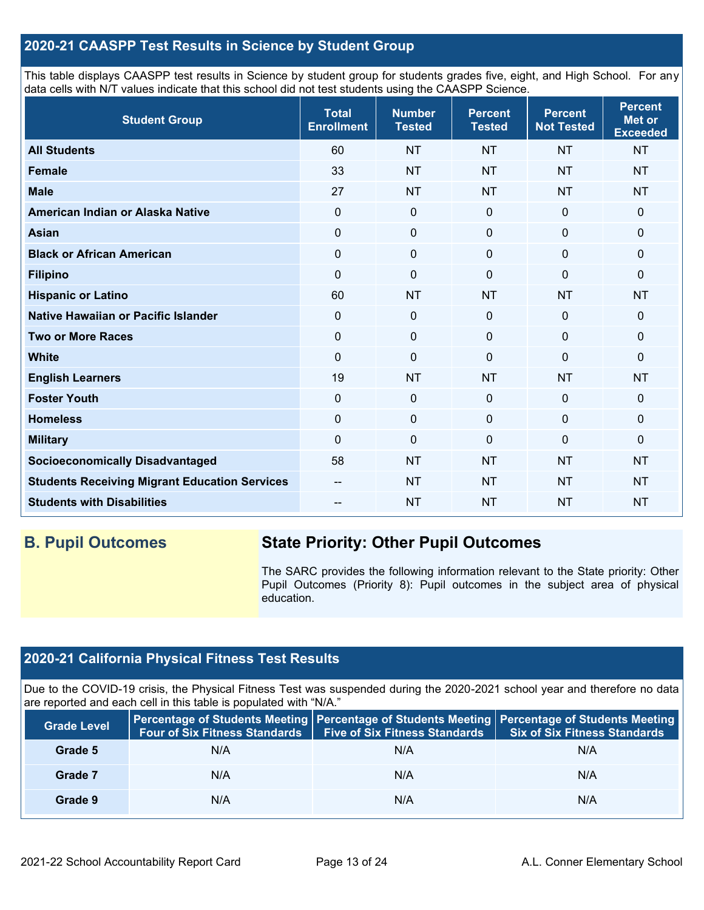## 2020-21 CAASPP Test Results in Science by Student Group

This table displays CAASPP test results in Science by student group for students grades five, eight, and High School. For any data cells with N/T values indicate that this school did not test students using the CAASPP Science.

| Student Group | Total Enrollment | Number Tested | Percent Tested | Percent Not Tested | Percent Met or Exceeded |
|---|---|---|---|---|---|
| **All Students** | 60 | NT | NT | NT | NT |
| **Female** | 33 | NT | NT | NT | NT |
| **Male** | 27 | NT | NT | NT | NT |
| **American Indian or Alaska Native** | 0 | 0 | 0 | 0 | 0 |
| **Asian** | 0 | 0 | 0 | 0 | 0 |
| **Black or African American** | 0 | 0 | 0 | 0 | 0 |
| **Filipino** | 0 | 0 | 0 | 0 | 0 |
| **Hispanic or Latino** | 60 | NT | NT | NT | NT |
| **Native Hawaiian or Pacific Islander** | 0 | 0 | 0 | 0 | 0 |
| **Two or More Races** | 0 | 0 | 0 | 0 | 0 |
| **White** | 0 | 0 | 0 | 0 | 0 |
| **English Learners** | 19 | NT | NT | NT | NT |
| **Foster Youth** | 0 | 0 | 0 | 0 | 0 |
| **Homeless** | 0 | 0 | 0 | 0 | 0 |
| **Military** | 0 | 0 | 0 | 0 | 0 |
| **Socioeconomically Disadvantaged** | 58 | NT | NT | NT | NT |
| **Students Receiving Migrant Education Services** | -- | NT | NT | NT | NT |
| **Students with Disabilities** | -- | NT | NT | NT | NT |

## B. Pupil Outcomes

### State Priority: Other Pupil Outcomes

The SARC provides the following information relevant to the State priority: Other Pupil Outcomes (Priority 8): Pupil outcomes in the subject area of physical education.

## 2020-21 California Physical Fitness Test Results

Due to the COVID-19 crisis, the Physical Fitness Test was suspended during the 2020-2021 school year and therefore no data are reported and each cell in this table is populated with "N/A."

| Grade Level | Percentage of Students Meeting Four of Six Fitness Standards | Percentage of Students Meeting Five of Six Fitness Standards | Percentage of Students Meeting Six of Six Fitness Standards |
|---|---|---|---|
| **Grade 5** | N/A | N/A | N/A |
| **Grade 7** | N/A | N/A | N/A |
| **Grade 9** | N/A | N/A | N/A |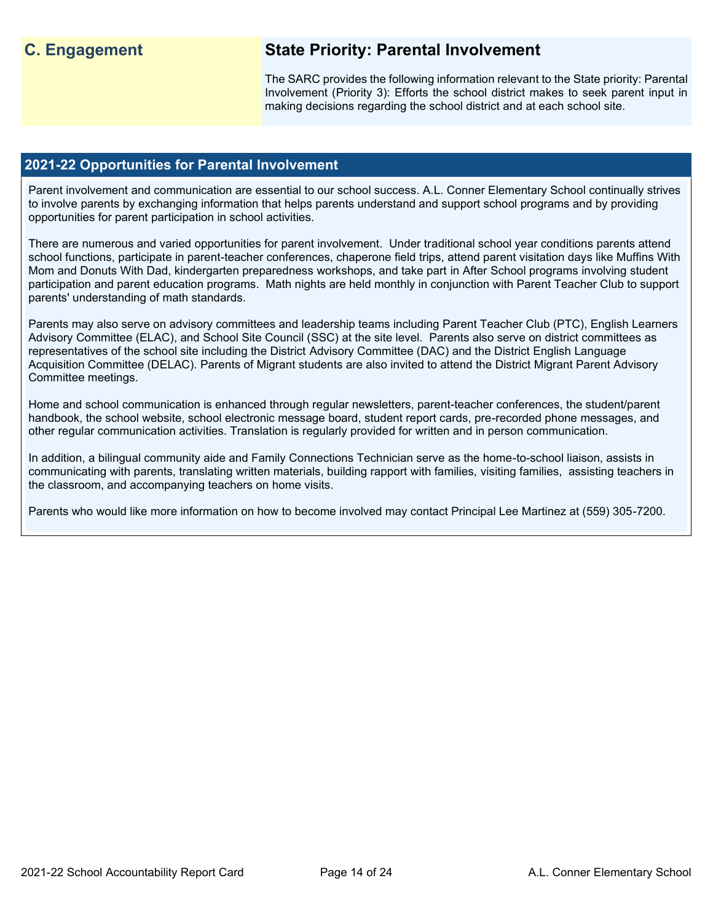## C. Engagement

### State Priority: Parental Involvement

The SARC provides the following information relevant to the State priority: Parental Involvement (Priority 3): Efforts the school district makes to seek parent input in making decisions regarding the school district and at each school site.

### 2021-22 Opportunities for Parental Involvement

Parent involvement and communication are essential to our school success. A.L. Conner Elementary School continually strives to involve parents by exchanging information that helps parents understand and support school programs and by providing opportunities for parent participation in school activities.

There are numerous and varied opportunities for parent involvement. Under traditional school year conditions parents attend school functions, participate in parent-teacher conferences, chaperone field trips, attend parent visitation days like Muffins With Mom and Donuts With Dad, kindergarten preparedness workshops, and take part in After School programs involving student participation and parent education programs. Math nights are held monthly in conjunction with Parent Teacher Club to support parents' understanding of math standards.

Parents may also serve on advisory committees and leadership teams including Parent Teacher Club (PTC), English Learners Advisory Committee (ELAC), and School Site Council (SSC) at the site level. Parents also serve on district committees as representatives of the school site including the District Advisory Committee (DAC) and the District English Language Acquisition Committee (DELAC). Parents of Migrant students are also invited to attend the District Migrant Parent Advisory Committee meetings.

Home and school communication is enhanced through regular newsletters, parent-teacher conferences, the student/parent handbook, the school website, school electronic message board, student report cards, pre-recorded phone messages, and other regular communication activities. Translation is regularly provided for written and in person communication.

In addition, a bilingual community aide and Family Connections Technician serve as the home-to-school liaison, assists in communicating with parents, translating written materials, building rapport with families, visiting families, assisting teachers in the classroom, and accompanying teachers on home visits.

Parents who would like more information on how to become involved may contact Principal Lee Martinez at (559) 305-7200.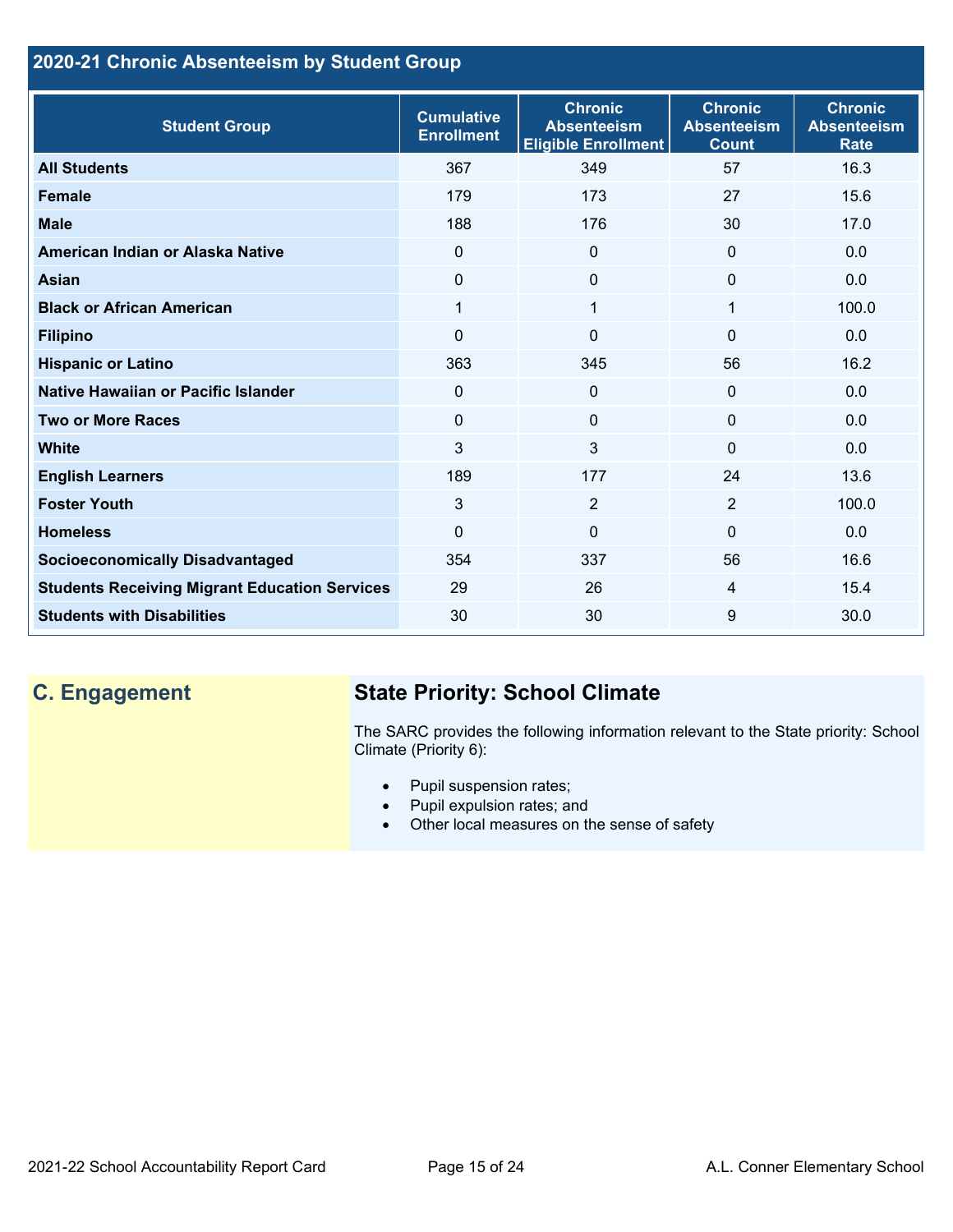## 2020-21 Chronic Absenteeism by Student Group

| Student Group | Cumulative Enrollment | Chronic Absenteeism Eligible Enrollment | Chronic Absenteeism Count | Chronic Absenteeism Rate |
|---|---|---|---|---|
| **All Students** | 367 | 349 | 57 | 16.3 |
| **Female** | 179 | 173 | 27 | 15.6 |
| **Male** | 188 | 176 | 30 | 17.0 |
| **American Indian or Alaska Native** | 0 | 0 | 0 | 0.0 |
| **Asian** | 0 | 0 | 0 | 0.0 |
| **Black or African American** | 1 | 1 | 1 | 100.0 |
| **Filipino** | 0 | 0 | 0 | 0.0 |
| **Hispanic or Latino** | 363 | 345 | 56 | 16.2 |
| **Native Hawaiian or Pacific Islander** | 0 | 0 | 0 | 0.0 |
| **Two or More Races** | 0 | 0 | 0 | 0.0 |
| **White** | 3 | 3 | 0 | 0.0 |
| **English Learners** | 189 | 177 | 24 | 13.6 |
| **Foster Youth** | 3 | 2 | 2 | 100.0 |
| **Homeless** | 0 | 0 | 0 | 0.0 |
| **Socioeconomically Disadvantaged** | 354 | 337 | 56 | 16.6 |
| **Students Receiving Migrant Education Services** | 29 | 26 | 4 | 15.4 |
| **Students with Disabilities** | 30 | 30 | 9 | 30.0 |

## C. Engagement

### State Priority: School Climate

The SARC provides the following information relevant to the State priority: School Climate (Priority 6):

- Pupil suspension rates;
- Pupil expulsion rates; and
- Other local measures on the sense of safety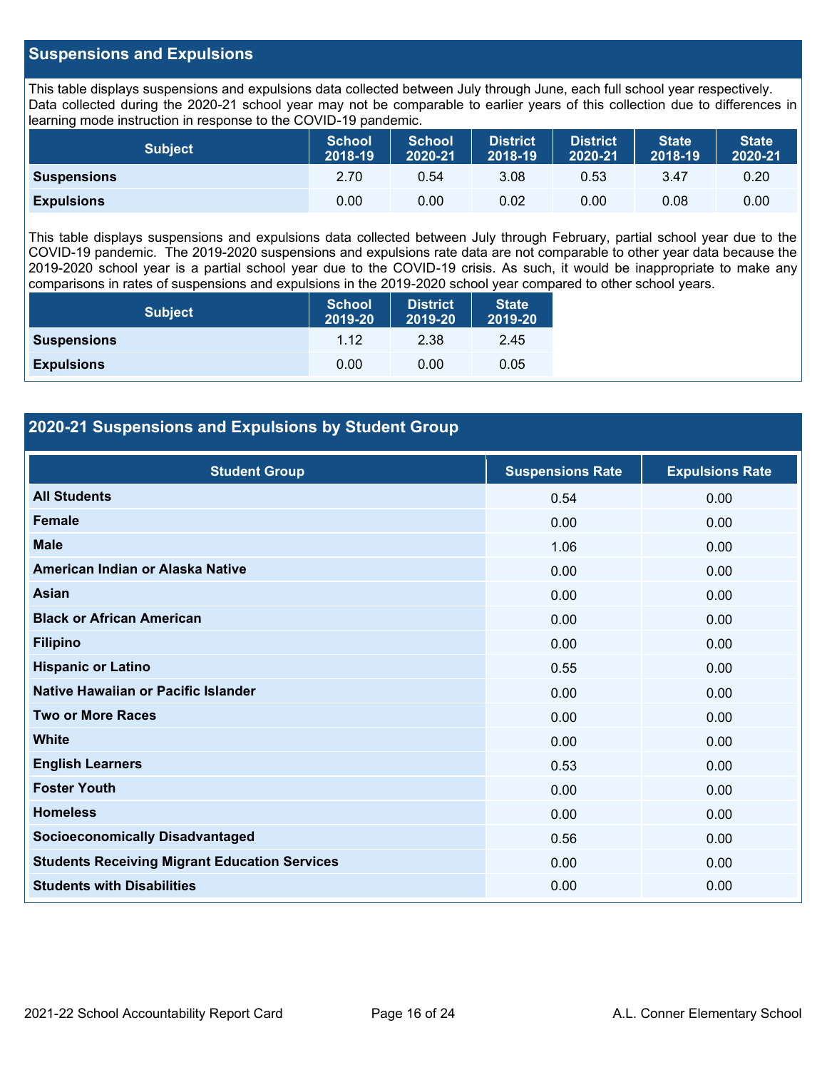## Suspensions and Expulsions

This table displays suspensions and expulsions data collected between July through June, each full school year respectively. Data collected during the 2020-21 school year may not be comparable to earlier years of this collection due to differences in learning mode instruction in response to the COVID-19 pandemic.

| Subject | School 2018-19 | School 2020-21 | District 2018-19 | District 2020-21 | State 2018-19 | State 2020-21 |
|---|---|---|---|---|---|---|
| **Suspensions** | 2.70 | 0.54 | 3.08 | 0.53 | 3.47 | 0.20 |
| **Expulsions** | 0.00 | 0.00 | 0.02 | 0.00 | 0.08 | 0.00 |

This table displays suspensions and expulsions data collected between July through February, partial school year due to the COVID-19 pandemic. The 2019-2020 suspensions and expulsions rate data are not comparable to other year data because the 2019-2020 school year is a partial school year due to the COVID-19 crisis. As such, it would be inappropriate to make any comparisons in rates of suspensions and expulsions in the 2019-2020 school year compared to other school years.

| Subject | School 2019-20 | District 2019-20 | State 2019-20 |
|---|---|---|---|
| **Suspensions** | 1.12 | 2.38 | 2.45 |
| **Expulsions** | 0.00 | 0.00 | 0.05 |

## 2020-21 Suspensions and Expulsions by Student Group

| Student Group | Suspensions Rate | Expulsions Rate |
|---|---|---|
| **All Students** | 0.54 | 0.00 |
| **Female** | 0.00 | 0.00 |
| **Male** | 1.06 | 0.00 |
| **American Indian or Alaska Native** | 0.00 | 0.00 |
| **Asian** | 0.00 | 0.00 |
| **Black or African American** | 0.00 | 0.00 |
| **Filipino** | 0.00 | 0.00 |
| **Hispanic or Latino** | 0.55 | 0.00 |
| **Native Hawaiian or Pacific Islander** | 0.00 | 0.00 |
| **Two or More Races** | 0.00 | 0.00 |
| **White** | 0.00 | 0.00 |
| **English Learners** | 0.53 | 0.00 |
| **Foster Youth** | 0.00 | 0.00 |
| **Homeless** | 0.00 | 0.00 |
| **Socioeconomically Disadvantaged** | 0.56 | 0.00 |
| **Students Receiving Migrant Education Services** | 0.00 | 0.00 |
| **Students with Disabilities** | 0.00 | 0.00 |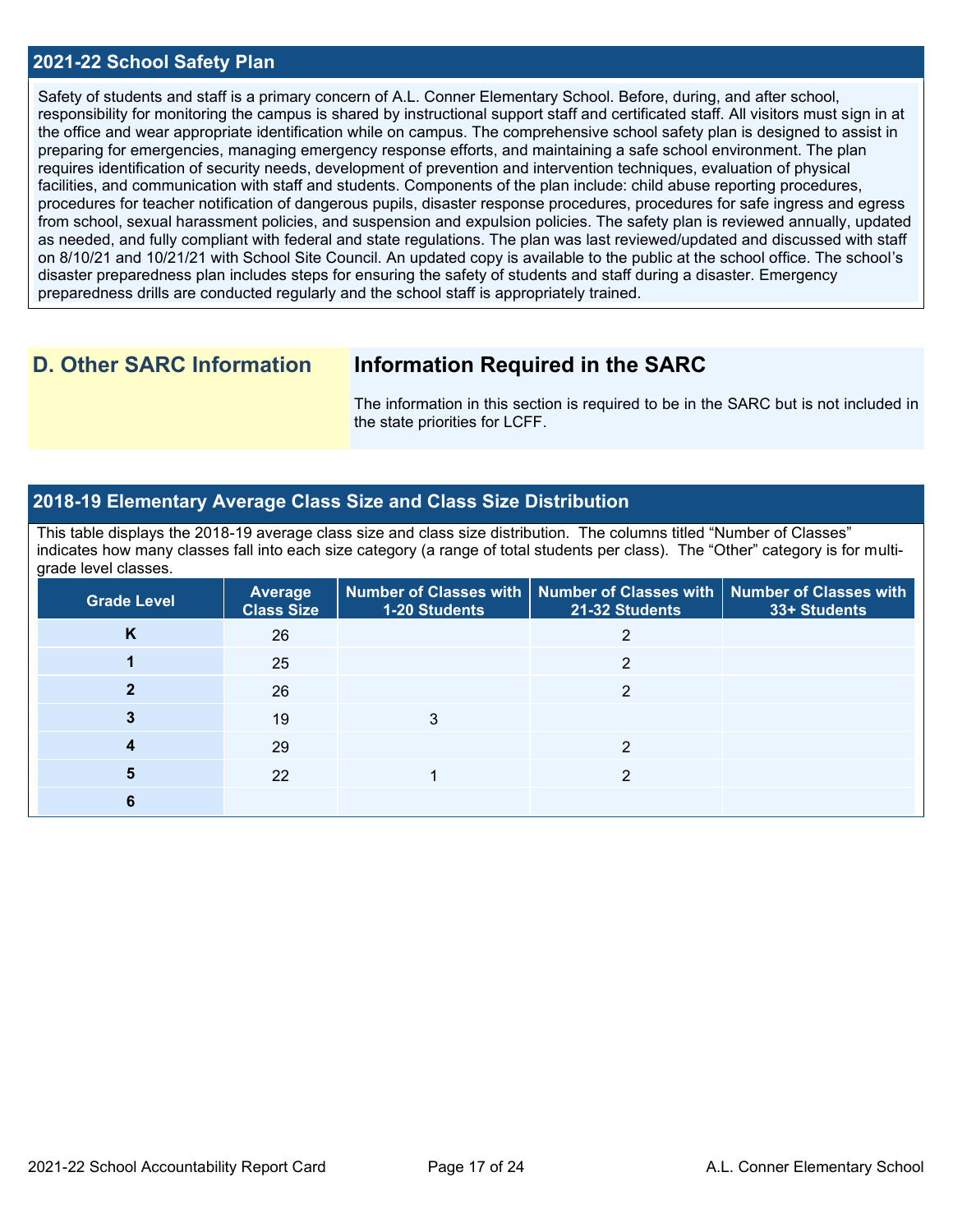## 2021-22 School Safety Plan

Safety of students and staff is a primary concern of A.L. Conner Elementary School. Before, during, and after school, responsibility for monitoring the campus is shared by instructional support staff and certificated staff. All visitors must sign in at the office and wear appropriate identification while on campus. The comprehensive school safety plan is designed to assist in preparing for emergencies, managing emergency response efforts, and maintaining a safe school environment. The plan requires identification of security needs, development of prevention and intervention techniques, evaluation of physical facilities, and communication with staff and students. Components of the plan include: child abuse reporting procedures, procedures for teacher notification of dangerous pupils, disaster response procedures, procedures for safe ingress and egress from school, sexual harassment policies, and suspension and expulsion policies. The safety plan is reviewed annually, updated as needed, and fully compliant with federal and state regulations. The plan was last reviewed/updated and discussed with staff on 8/10/21 and 10/21/21 with School Site Council. An updated copy is available to the public at the school office. The school's disaster preparedness plan includes steps for ensuring the safety of students and staff during a disaster. Emergency preparedness drills are conducted regularly and the school staff is appropriately trained.

## D. Other SARC Information

### Information Required in the SARC

The information in this section is required to be in the SARC but is not included in the state priorities for LCFF.

## 2018-19 Elementary Average Class Size and Class Size Distribution

This table displays the 2018-19 average class size and class size distribution. The columns titled "Number of Classes" indicates how many classes fall into each size category (a range of total students per class). The "Other" category is for multi-grade level classes.

| Grade Level | Average Class Size | Number of Classes with 1-20 Students | Number of Classes with 21-32 Students | Number of Classes with 33+ Students |
|---|---|---|---|---|
| K | 26 | | 2 | |
| 1 | 25 | | 2 | |
| 2 | 26 | | 2 | |
| 3 | 19 | 3 | | |
| 4 | 29 | | 2 | |
| 5 | 22 | 1 | 2 | |
| 6 | | | | |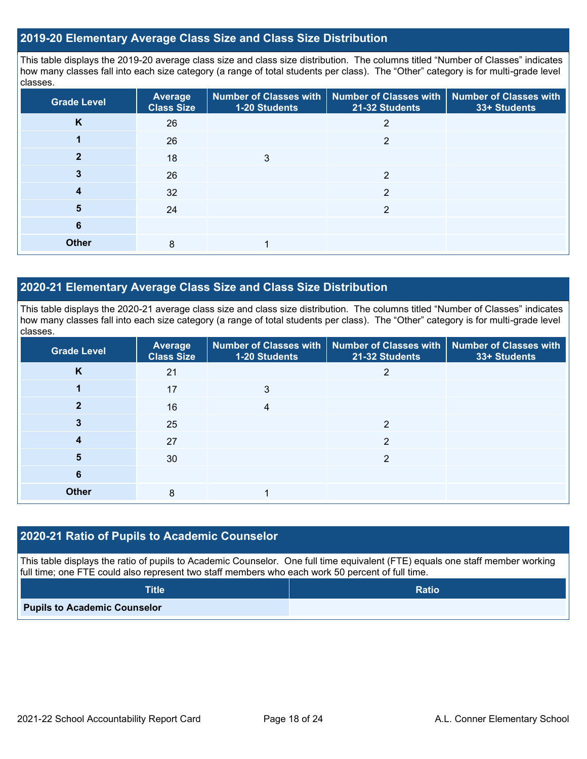## 2019-20 Elementary Average Class Size and Class Size Distribution

This table displays the 2019-20 average class size and class size distribution. The columns titled "Number of Classes" indicates how many classes fall into each size category (a range of total students per class). The "Other" category is for multi-grade level classes.

| Grade Level | Average Class Size | Number of Classes with 1-20 Students | Number of Classes with 21-32 Students | Number of Classes with 33+ Students |
|---|---|---|---|---|
| K | 26 | | 2 | |
| 1 | 26 | | 2 | |
| 2 | 18 | 3 | | |
| 3 | 26 | | 2 | |
| 4 | 32 | | 2 | |
| 5 | 24 | | 2 | |
| 6 | | | | |
| Other | 8 | 1 | | |

## 2020-21 Elementary Average Class Size and Class Size Distribution

This table displays the 2020-21 average class size and class size distribution. The columns titled "Number of Classes" indicates how many classes fall into each size category (a range of total students per class). The "Other" category is for multi-grade level classes.

| Grade Level | Average Class Size | Number of Classes with 1-20 Students | Number of Classes with 21-32 Students | Number of Classes with 33+ Students |
|---|---|---|---|---|
| K | 21 | | 2 | |
| 1 | 17 | 3 | | |
| 2 | 16 | 4 | | |
| 3 | 25 | | 2 | |
| 4 | 27 | | 2 | |
| 5 | 30 | | 2 | |
| 6 | | | | |
| Other | 8 | 1 | | |

## 2020-21 Ratio of Pupils to Academic Counselor

This table displays the ratio of pupils to Academic Counselor. One full time equivalent (FTE) equals one staff member working full time; one FTE could also represent two staff members who each work 50 percent of full time.

| Title | Ratio |
|---|---|
| **Pupils to Academic Counselor** | |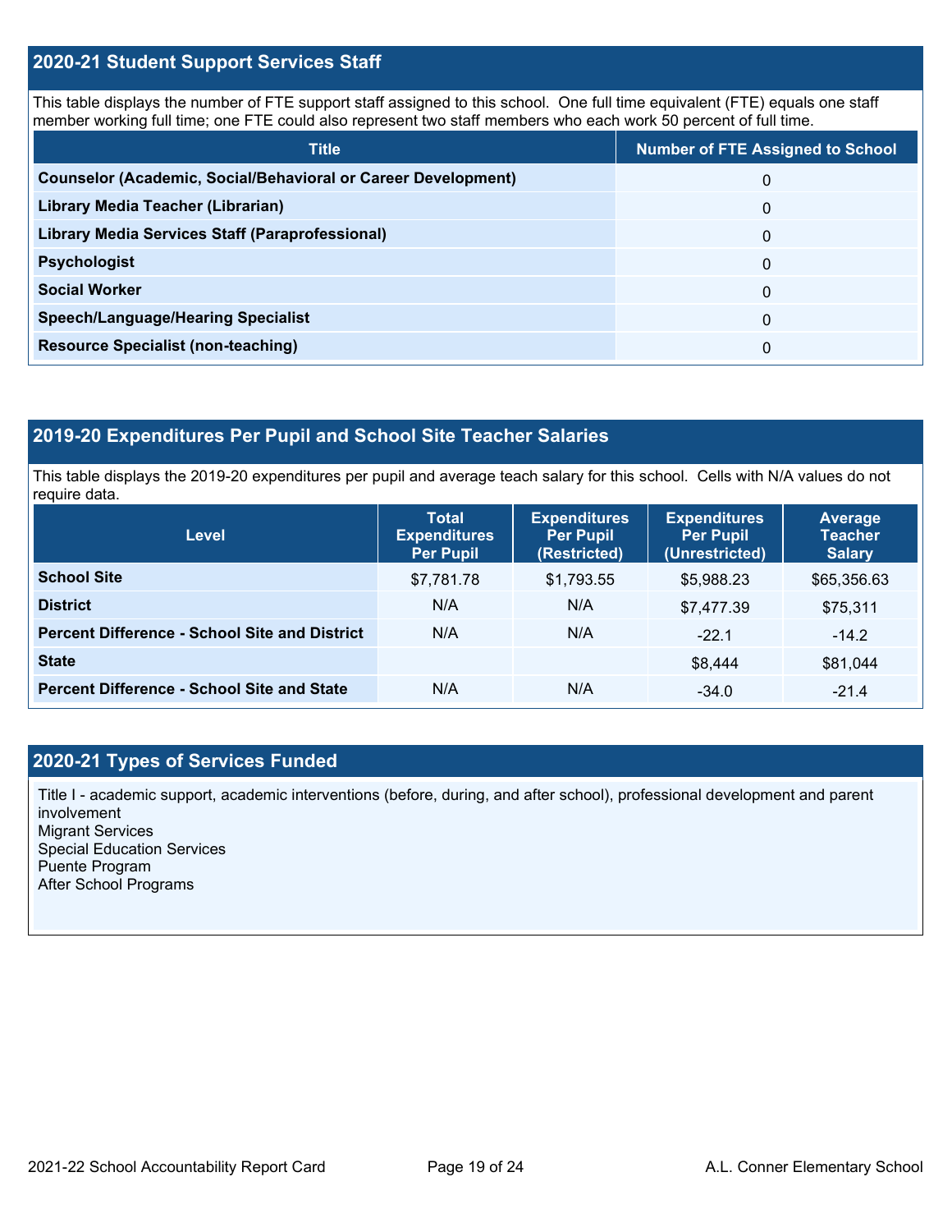## 2020-21 Student Support Services Staff

This table displays the number of FTE support staff assigned to this school. One full time equivalent (FTE) equals one staff member working full time; one FTE could also represent two staff members who each work 50 percent of full time.

| Title | Number of FTE Assigned to School |
|---|---|
| **Counselor (Academic, Social/Behavioral or Career Development)** | 0 |
| **Library Media Teacher (Librarian)** | 0 |
| **Library Media Services Staff (Paraprofessional)** | 0 |
| **Psychologist** | 0 |
| **Social Worker** | 0 |
| **Speech/Language/Hearing Specialist** | 0 |
| **Resource Specialist (non-teaching)** | 0 |

## 2019-20 Expenditures Per Pupil and School Site Teacher Salaries

This table displays the 2019-20 expenditures per pupil and average teach salary for this school. Cells with N/A values do not require data.

| Level | Total Expenditures Per Pupil | Expenditures Per Pupil (Restricted) | Expenditures Per Pupil (Unrestricted) | Average Teacher Salary |
|---|---|---|---|---|
| **School Site** | $7,781.78 | $1,793.55 | $5,988.23 | $65,356.63 |
| **District** | N/A | N/A | $7,477.39 | $75,311 |
| **Percent Difference - School Site and District** | N/A | N/A | -22.1 | -14.2 |
| **State** | | | $8,444 | $81,044 |
| **Percent Difference - School Site and State** | N/A | N/A | -34.0 | -21.4 |

## 2020-21 Types of Services Funded

Title I - academic support, academic interventions (before, during, and after school), professional development and parent involvement
Migrant Services
Special Education Services
Puente Program
After School Programs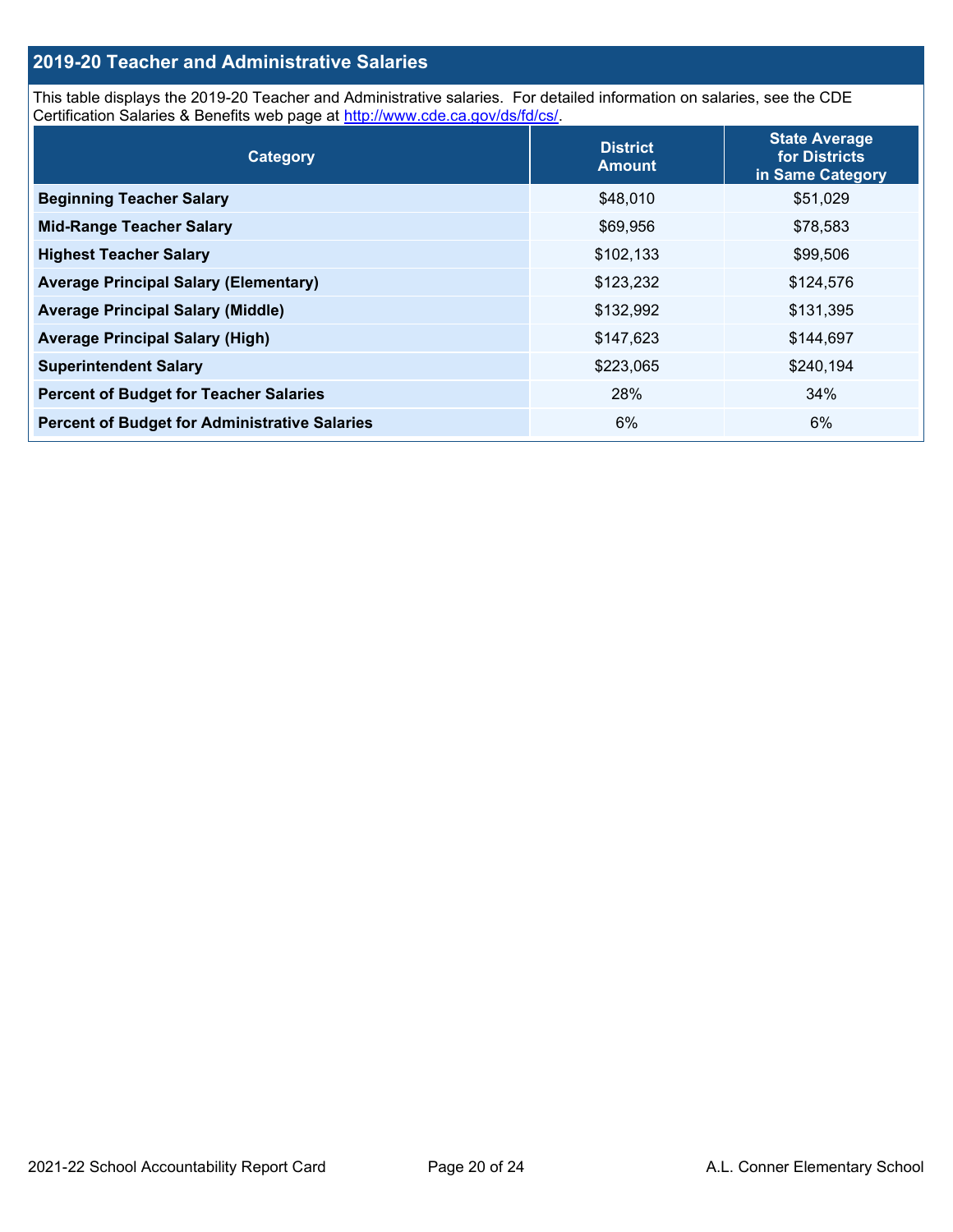## 2019-20 Teacher and Administrative Salaries

This table displays the 2019-20 Teacher and Administrative salaries. For detailed information on salaries, see the CDE Certification Salaries & Benefits web page at [http://www.cde.ca.gov/ds/fd/cs/](http://www.cde.ca.gov/ds/fd/cs/).

| Category | District Amount | State Average for Districts in Same Category |
|---|---|---|
| **Beginning Teacher Salary** | $48,010 | $51,029 |
| **Mid-Range Teacher Salary** | $69,956 | $78,583 |
| **Highest Teacher Salary** | $102,133 | $99,506 |
| **Average Principal Salary (Elementary)** | $123,232 | $124,576 |
| **Average Principal Salary (Middle)** | $132,992 | $131,395 |
| **Average Principal Salary (High)** | $147,623 | $144,697 |
| **Superintendent Salary** | $223,065 | $240,194 |
| **Percent of Budget for Teacher Salaries** | 28% | 34% |
| **Percent of Budget for Administrative Salaries** | 6% | 6% |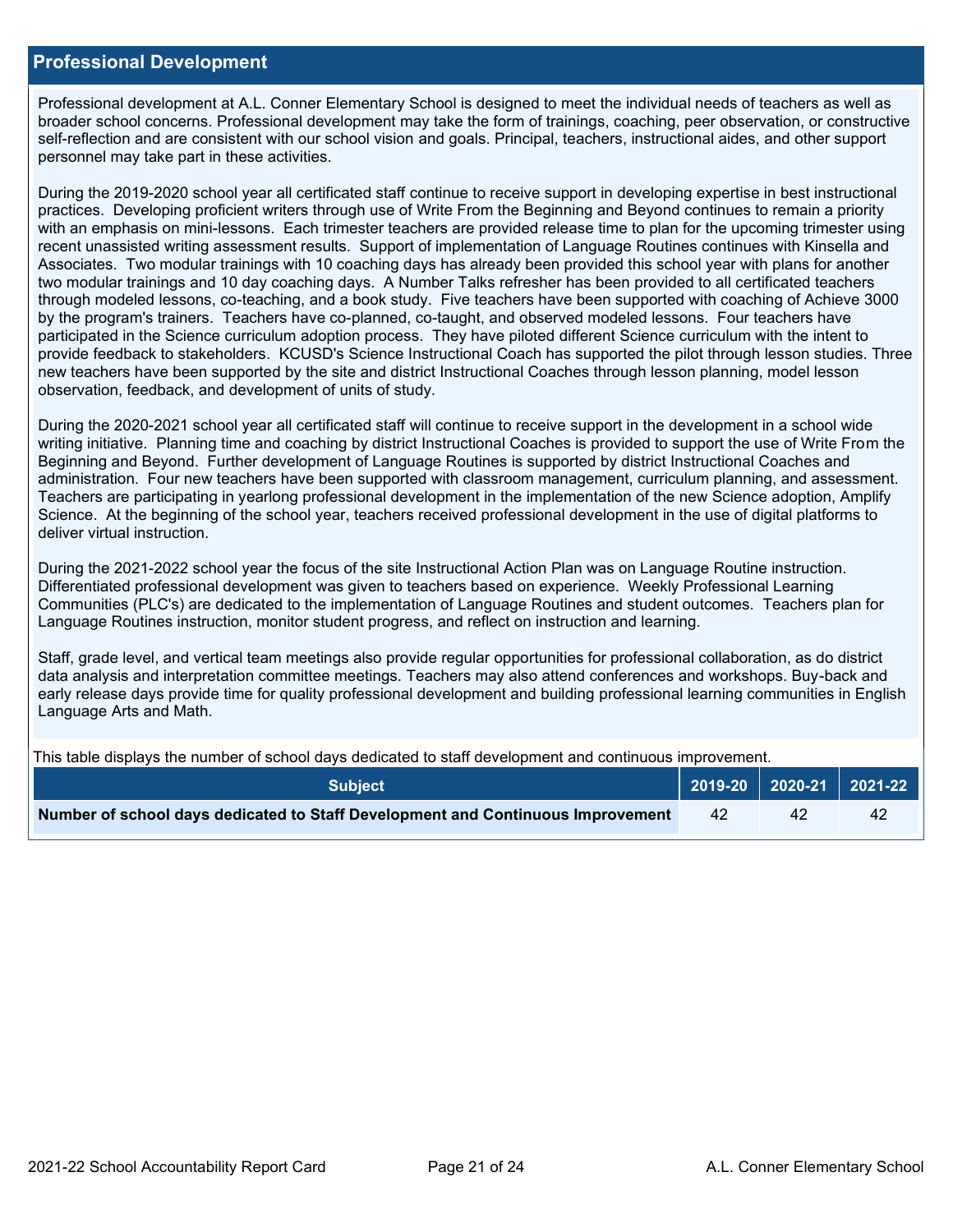## Professional Development

Professional development at A.L. Conner Elementary School is designed to meet the individual needs of teachers as well as broader school concerns. Professional development may take the form of trainings, coaching, peer observation, or constructive self-reflection and are consistent with our school vision and goals. Principal, teachers, instructional aides, and other support personnel may take part in these activities.

During the 2019-2020 school year all certificated staff continue to receive support in developing expertise in best instructional practices. Developing proficient writers through use of Write From the Beginning and Beyond continues to remain a priority with an emphasis on mini-lessons. Each trimester teachers are provided release time to plan for the upcoming trimester using recent unassisted writing assessment results. Support of implementation of Language Routines continues with Kinsella and Associates. Two modular trainings with 10 coaching days has already been provided this school year with plans for another two modular trainings and 10 day coaching days. A Number Talks refresher has been provided to all certificated teachers through modeled lessons, co-teaching, and a book study. Five teachers have been supported with coaching of Achieve 3000 by the program's trainers. Teachers have co-planned, co-taught, and observed modeled lessons. Four teachers have participated in the Science curriculum adoption process. They have piloted different Science curriculum with the intent to provide feedback to stakeholders. KCUSD's Science Instructional Coach has supported the pilot through lesson studies. Three new teachers have been supported by the site and district Instructional Coaches through lesson planning, model lesson observation, feedback, and development of units of study.

During the 2020-2021 school year all certificated staff will continue to receive support in the development in a school wide writing initiative. Planning time and coaching by district Instructional Coaches is provided to support the use of Write From the Beginning and Beyond. Further development of Language Routines is supported by district Instructional Coaches and administration. Four new teachers have been supported with classroom management, curriculum planning, and assessment. Teachers are participating in yearlong professional development in the implementation of the new Science adoption, Amplify Science. At the beginning of the school year, teachers received professional development in the use of digital platforms to deliver virtual instruction.

During the 2021-2022 school year the focus of the site Instructional Action Plan was on Language Routine instruction. Differentiated professional development was given to teachers based on experience. Weekly Professional Learning Communities (PLC's) are dedicated to the implementation of Language Routines and student outcomes. Teachers plan for Language Routines instruction, monitor student progress, and reflect on instruction and learning.

Staff, grade level, and vertical team meetings also provide regular opportunities for professional collaboration, as do district data analysis and interpretation committee meetings. Teachers may also attend conferences and workshops. Buy-back and early release days provide time for quality professional development and building professional learning communities in English Language Arts and Math.

This table displays the number of school days dedicated to staff development and continuous improvement.

| Subject | 2019-20 | 2020-21 | 2021-22 |
|---|---|---|---|
| **Number of school days dedicated to Staff Development and Continuous Improvement** | 42 | 42 | 42 |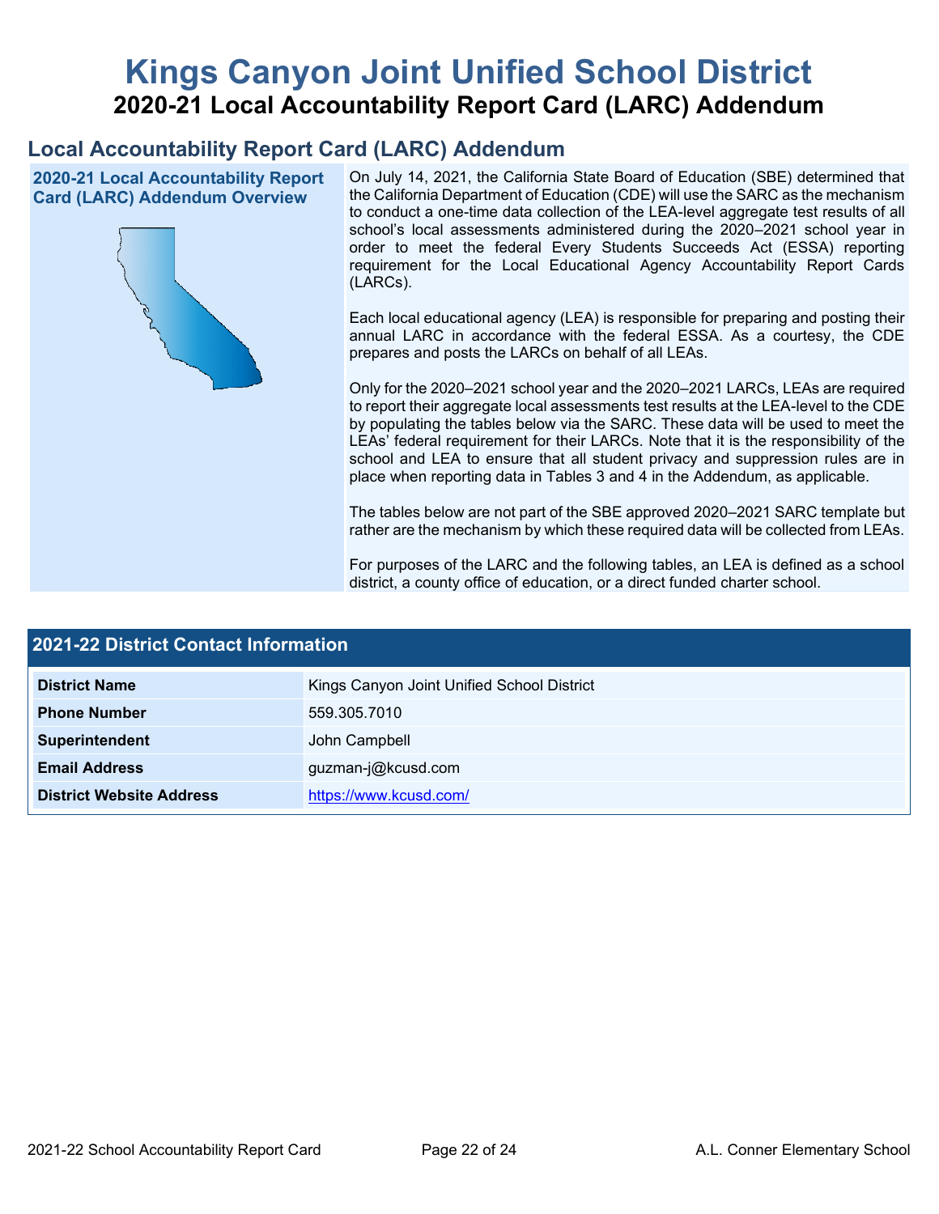# Kings Canyon Joint Unified School District

## 2020-21 Local Accountability Report Card (LARC) Addendum

## Local Accountability Report Card (LARC) Addendum

### 2020-21 Local Accountability Report Card (LARC) Addendum Overview

On July 14, 2021, the California State Board of Education (SBE) determined that the California Department of Education (CDE) will use the SARC as the mechanism to conduct a one-time data collection of the LEA-level aggregate test results of all school's local assessments administered during the 2020–2021 school year in order to meet the federal Every Students Succeeds Act (ESSA) reporting requirement for the Local Educational Agency Accountability Report Cards (LARCs).

Each local educational agency (LEA) is responsible for preparing and posting their annual LARC in accordance with the federal ESSA. As a courtesy, the CDE prepares and posts the LARCs on behalf of all LEAs.

Only for the 2020–2021 school year and the 2020–2021 LARCs, LEAs are required to report their aggregate local assessments test results at the LEA-level to the CDE by populating the tables below via the SARC. These data will be used to meet the LEAs' federal requirement for their LARCs. Note that it is the responsibility of the school and LEA to ensure that all student privacy and suppression rules are in place when reporting data in Tables 3 and 4 in the Addendum, as applicable.

The tables below are not part of the SBE approved 2020–2021 SARC template but rather are the mechanism by which these required data will be collected from LEAs.

For purposes of the LARC and the following tables, an LEA is defined as a school district, a county office of education, or a direct funded charter school.

### 2021-22 District Contact Information

| | |
|---|---|
| **District Name** | Kings Canyon Joint Unified School District |
| **Phone Number** | 559.305.7010 |
| **Superintendent** | John Campbell |
| **Email Address** | guzman-j@kcusd.com |
| **District Website Address** | https://www.kcusd.com/ |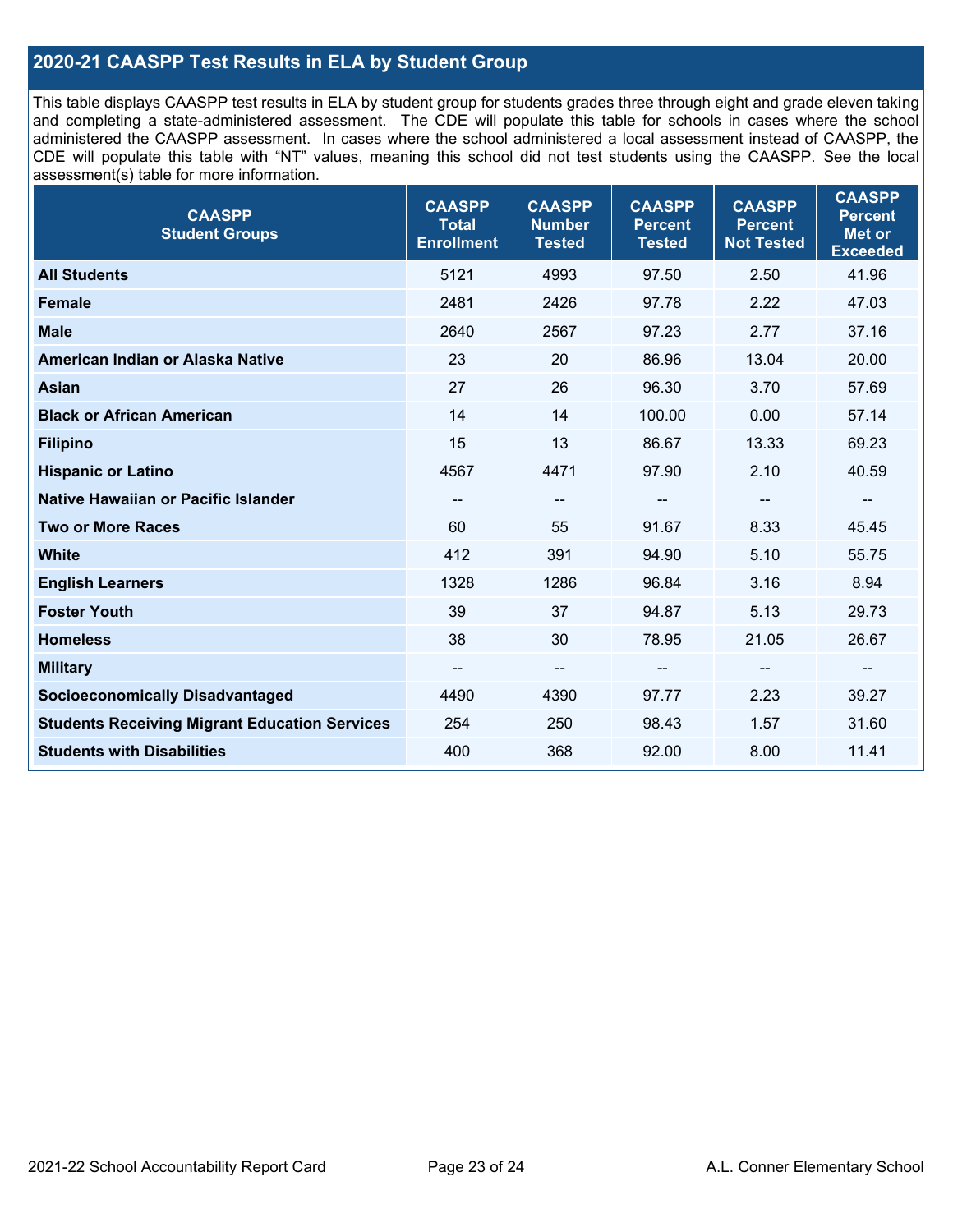## 2020-21 CAASPP Test Results in ELA by Student Group

This table displays CAASPP test results in ELA by student group for students grades three through eight and grade eleven taking and completing a state-administered assessment. The CDE will populate this table for schools in cases where the school administered the CAASPP assessment. In cases where the school administered a local assessment instead of CAASPP, the CDE will populate this table with "NT" values, meaning this school did not test students using the CAASPP. See the local assessment(s) table for more information.

| CAASPP Student Groups | CAASPP Total Enrollment | CAASPP Number Tested | CAASPP Percent Tested | CAASPP Percent Not Tested | CAASPP Percent Met or Exceeded |
|---|---|---|---|---|---|
| **All Students** | 5121 | 4993 | 97.50 | 2.50 | 41.96 |
| **Female** | 2481 | 2426 | 97.78 | 2.22 | 47.03 |
| **Male** | 2640 | 2567 | 97.23 | 2.77 | 37.16 |
| **American Indian or Alaska Native** | 23 | 20 | 86.96 | 13.04 | 20.00 |
| **Asian** | 27 | 26 | 96.30 | 3.70 | 57.69 |
| **Black or African American** | 14 | 14 | 100.00 | 0.00 | 57.14 |
| **Filipino** | 15 | 13 | 86.67 | 13.33 | 69.23 |
| **Hispanic or Latino** | 4567 | 4471 | 97.90 | 2.10 | 40.59 |
| **Native Hawaiian or Pacific Islander** | -- | -- | -- | -- | -- |
| **Two or More Races** | 60 | 55 | 91.67 | 8.33 | 45.45 |
| **White** | 412 | 391 | 94.90 | 5.10 | 55.75 |
| **English Learners** | 1328 | 1286 | 96.84 | 3.16 | 8.94 |
| **Foster Youth** | 39 | 37 | 94.87 | 5.13 | 29.73 |
| **Homeless** | 38 | 30 | 78.95 | 21.05 | 26.67 |
| **Military** | -- | -- | -- | -- | -- |
| **Socioeconomically Disadvantaged** | 4490 | 4390 | 97.77 | 2.23 | 39.27 |
| **Students Receiving Migrant Education Services** | 254 | 250 | 98.43 | 1.57 | 31.60 |
| **Students with Disabilities** | 400 | 368 | 92.00 | 8.00 | 11.41 |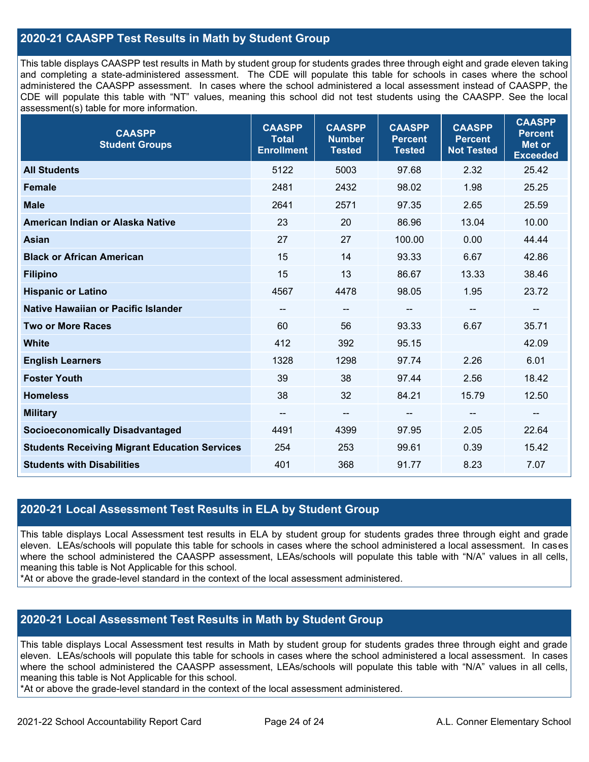## 2020-21 CAASPP Test Results in Math by Student Group

This table displays CAASPP test results in Math by student group for students grades three through eight and grade eleven taking and completing a state-administered assessment. The CDE will populate this table for schools in cases where the school administered the CAASPP assessment. In cases where the school administered a local assessment instead of CAASPP, the CDE will populate this table with "NT" values, meaning this school did not test students using the CAASPP. See the local assessment(s) table for more information.

| CAASPP Student Groups | CAASPP Total Enrollment | CAASPP Number Tested | CAASPP Percent Tested | CAASPP Percent Not Tested | CAASPP Percent Met or Exceeded |
|---|---|---|---|---|---|
| **All Students** | 5122 | 5003 | 97.68 | 2.32 | 25.42 |
| **Female** | 2481 | 2432 | 98.02 | 1.98 | 25.25 |
| **Male** | 2641 | 2571 | 97.35 | 2.65 | 25.59 |
| **American Indian or Alaska Native** | 23 | 20 | 86.96 | 13.04 | 10.00 |
| **Asian** | 27 | 27 | 100.00 | 0.00 | 44.44 |
| **Black or African American** | 15 | 14 | 93.33 | 6.67 | 42.86 |
| **Filipino** | 15 | 13 | 86.67 | 13.33 | 38.46 |
| **Hispanic or Latino** | 4567 | 4478 | 98.05 | 1.95 | 23.72 |
| **Native Hawaiian or Pacific Islander** | -- | -- | -- | -- | -- |
| **Two or More Races** | 60 | 56 | 93.33 | 6.67 | 35.71 |
| **White** | 412 | 392 | 95.15 | | 42.09 |
| **English Learners** | 1328 | 1298 | 97.74 | 2.26 | 6.01 |
| **Foster Youth** | 39 | 38 | 97.44 | 2.56 | 18.42 |
| **Homeless** | 38 | 32 | 84.21 | 15.79 | 12.50 |
| **Military** | -- | -- | -- | -- | -- |
| **Socioeconomically Disadvantaged** | 4491 | 4399 | 97.95 | 2.05 | 22.64 |
| **Students Receiving Migrant Education Services** | 254 | 253 | 99.61 | 0.39 | 15.42 |
| **Students with Disabilities** | 401 | 368 | 91.77 | 8.23 | 7.07 |

## 2020-21 Local Assessment Test Results in ELA by Student Group

This table displays Local Assessment test results in ELA by student group for students grades three through eight and grade eleven. LEAs/schools will populate this table for schools in cases where the school administered a local assessment. In cases where the school administered the CAASPP assessment, LEAs/schools will populate this table with "N/A" values in all cells, meaning this table is Not Applicable for this school.

*At or above the grade-level standard in the context of the local assessment administered.

## 2020-21 Local Assessment Test Results in Math by Student Group

This table displays Local Assessment test results in Math by student group for students grades three through eight and grade eleven. LEAs/schools will populate this table for schools in cases where the school administered a local assessment. In cases where the school administered the CAASPP assessment, LEAs/schools will populate this table with "N/A" values in all cells, meaning this table is Not Applicable for this school.

*At or above the grade-level standard in the context of the local assessment administered.